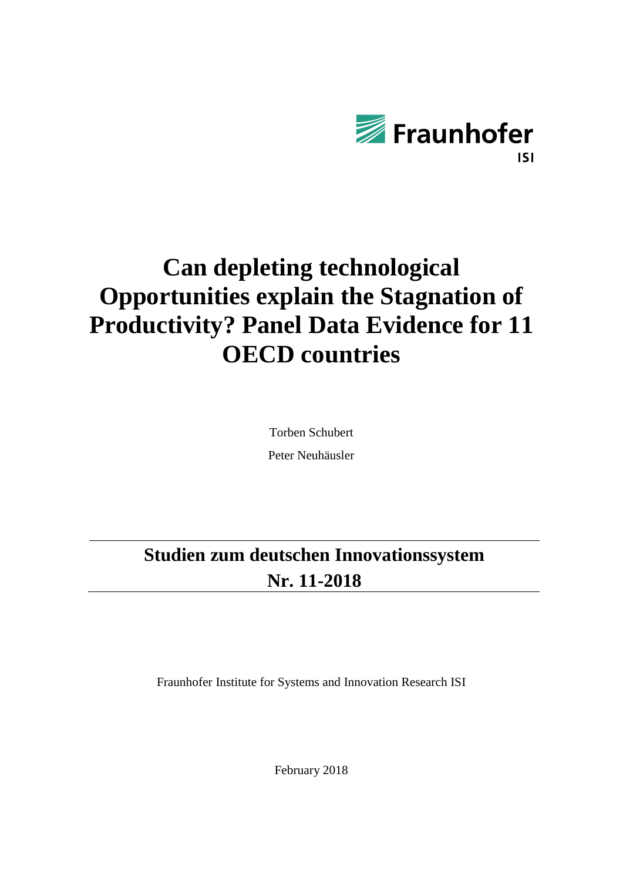Fraunhofer

ISI

# Can depleting technological Opportunities explain the Stagnation of Productivity? Panel Data Evidence for 11 OECD countries

Torben Schubert

Peter Neuhäusler

## Studien zum deutschen Innovationssystem
## Nr. 11-2018

Fraunhofer Institute for Systems and Innovation Research ISI

February 2018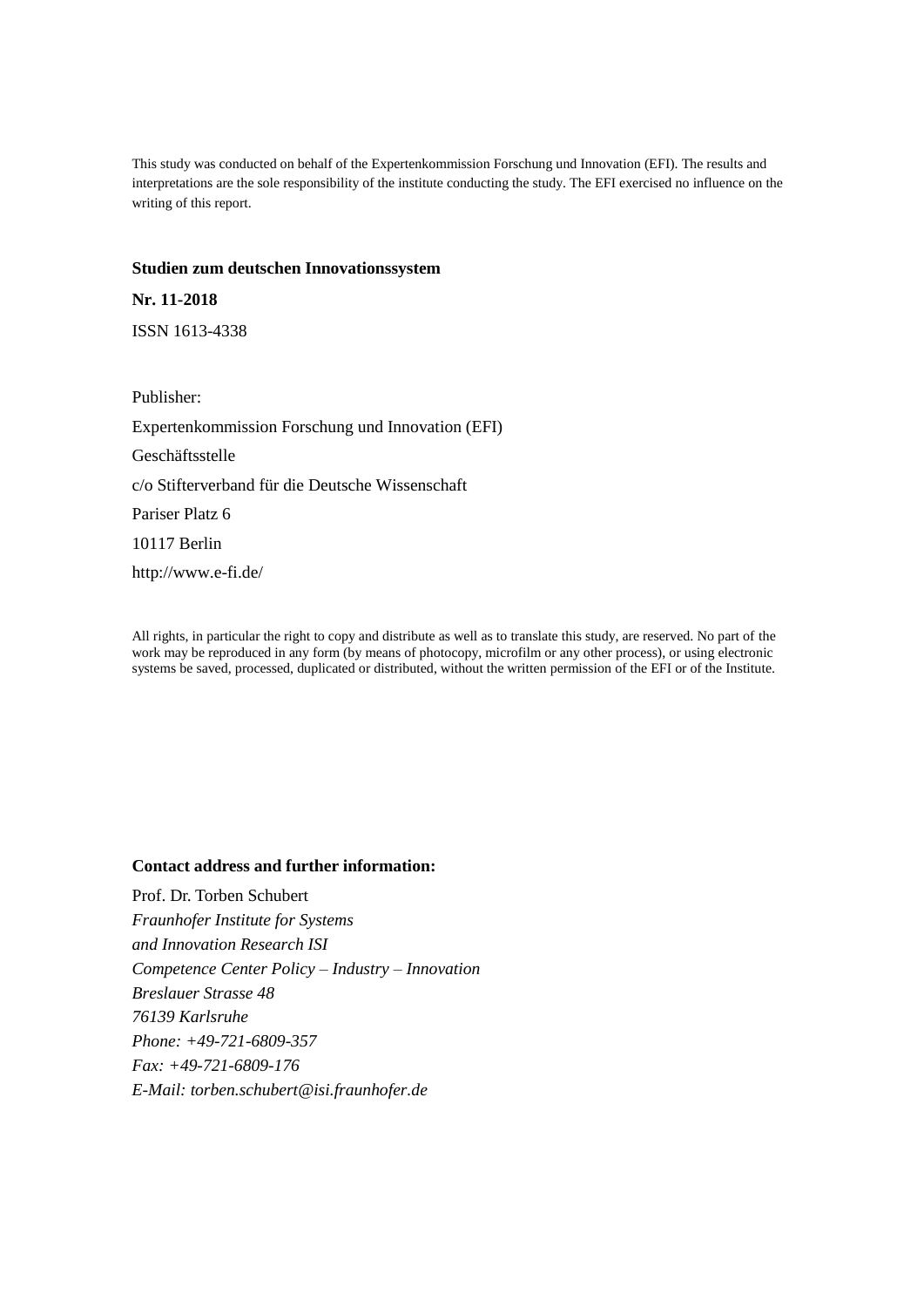This study was conducted on behalf of the Expertenkommission Forschung und Innovation (EFI). The results and interpretations are the sole responsibility of the institute conducting the study. The EFI exercised no influence on the writing of this report.

**Studien zum deutschen Innovationssystem**

**Nr. 11-2018**

ISSN 1613-4338

Publisher:

Expertenkommission Forschung und Innovation (EFI)

Geschäftsstelle

c/o Stifterverband für die Deutsche Wissenschaft

Pariser Platz 6

10117 Berlin

http://www.e-fi.de/

All rights, in particular the right to copy and distribute as well as to translate this study, are reserved. No part of the work may be reproduced in any form (by means of photocopy, microfilm or any other process), or using electronic systems be saved, processed, duplicated or distributed, without the written permission of the EFI or of the Institute.

**Contact address and further information:**

Prof. Dr. Torben Schubert

*Fraunhofer Institute for Systems*

*and Innovation Research ISI*

*Competence Center Policy – Industry – Innovation*

*Breslauer Strasse 48*

*76139 Karlsruhe*

*Phone: +49-721-6809-357*

*Fax: +49-721-6809-176*

*E-Mail: torben.schubert@isi.fraunhofer.de*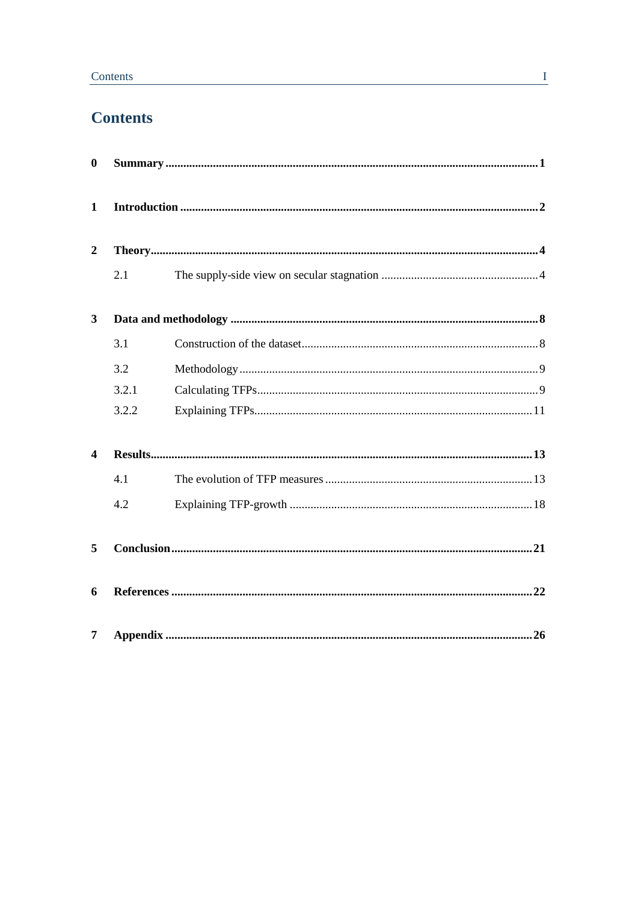# Contents

**0 Summary** .......... **1**

**1 Introduction** .......... **2**

**2 Theory** .......... **4**

2.1 The supply-side view on secular stagnation .......... 4

**3 Data and methodology** .......... **8**

3.1 Construction of the dataset .......... 8

3.2 Methodology .......... 9

3.2.1 Calculating TFPs .......... 9

3.2.2 Explaining TFPs .......... 11

**4 Results** .......... **13**

4.1 The evolution of TFP measures .......... 13

4.2 Explaining TFP-growth .......... 18

**5 Conclusion** .......... **21**

**6 References** .......... **22**

**7 Appendix** .......... **26**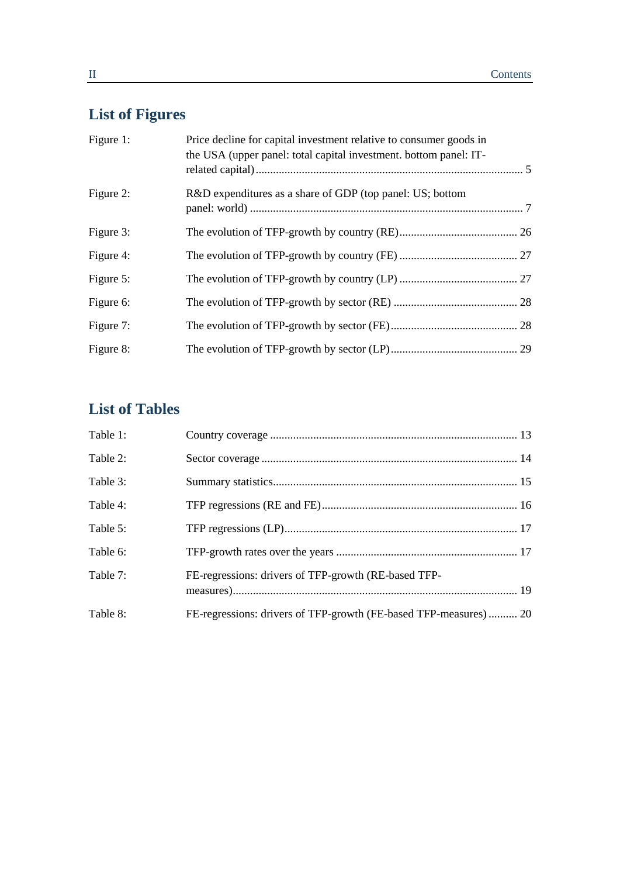## List of Figures

| | | |
|---|---|---|
| Figure 1: | Price decline for capital investment relative to consumer goods in the USA (upper panel: total capital investment. bottom panel: IT-related capital) | 5 |
| Figure 2: | R&D expenditures as a share of GDP (top panel: US; bottom panel: world) | 7 |
| Figure 3: | The evolution of TFP-growth by country (RE) | 26 |
| Figure 4: | The evolution of TFP-growth by country (FE) | 27 |
| Figure 5: | The evolution of TFP-growth by country (LP) | 27 |
| Figure 6: | The evolution of TFP-growth by sector (RE) | 28 |
| Figure 7: | The evolution of TFP-growth by sector (FE) | 28 |
| Figure 8: | The evolution of TFP-growth by sector (LP) | 29 |

## List of Tables

| | | |
|---|---|---|
| Table 1: | Country coverage | 13 |
| Table 2: | Sector coverage | 14 |
| Table 3: | Summary statistics | 15 |
| Table 4: | TFP regressions (RE and FE) | 16 |
| Table 5: | TFP regressions (LP) | 17 |
| Table 6: | TFP-growth rates over the years | 17 |
| Table 7: | FE-regressions: drivers of TFP-growth (RE-based TFP-measures) | 19 |
| Table 8: | FE-regressions: drivers of TFP-growth (FE-based TFP-measures) | 20 |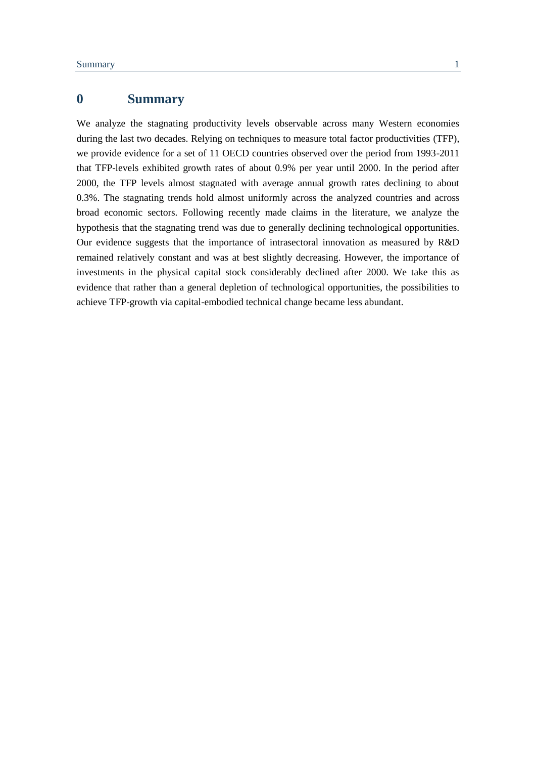# 0 Summary

We analyze the stagnating productivity levels observable across many Western economies during the last two decades. Relying on techniques to measure total factor productivities (TFP), we provide evidence for a set of 11 OECD countries observed over the period from 1993-2011 that TFP-levels exhibited growth rates of about 0.9% per year until 2000. In the period after 2000, the TFP levels almost stagnated with average annual growth rates declining to about 0.3%. The stagnating trends hold almost uniformly across the analyzed countries and across broad economic sectors. Following recently made claims in the literature, we analyze the hypothesis that the stagnating trend was due to generally declining technological opportunities. Our evidence suggests that the importance of intrasectoral innovation as measured by R&D remained relatively constant and was at best slightly decreasing. However, the importance of investments in the physical capital stock considerably declined after 2000. We take this as evidence that rather than a general depletion of technological opportunities, the possibilities to achieve TFP-growth via capital-embodied technical change became less abundant.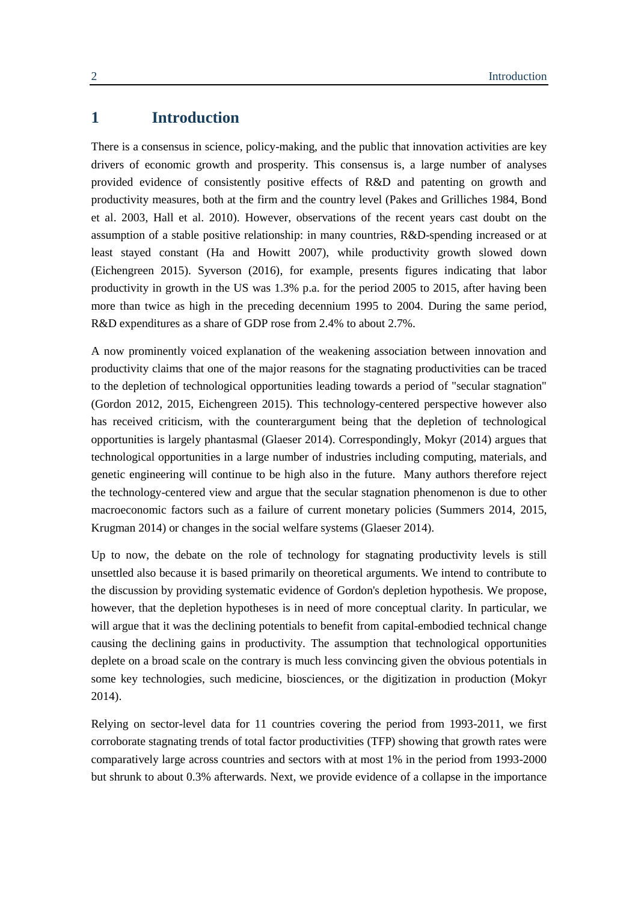# 1 Introduction

There is a consensus in science, policy-making, and the public that innovation activities are key drivers of economic growth and prosperity. This consensus is, a large number of analyses provided evidence of consistently positive effects of R&D and patenting on growth and productivity measures, both at the firm and the country level (Pakes and Grilliches 1984, Bond et al. 2003, Hall et al. 2010). However, observations of the recent years cast doubt on the assumption of a stable positive relationship: in many countries, R&D-spending increased or at least stayed constant (Ha and Howitt 2007), while productivity growth slowed down (Eichengreen 2015). Syverson (2016), for example, presents figures indicating that labor productivity in growth in the US was 1.3% p.a. for the period 2005 to 2015, after having been more than twice as high in the preceding decennium 1995 to 2004. During the same period, R&D expenditures as a share of GDP rose from 2.4% to about 2.7%.

A now prominently voiced explanation of the weakening association between innovation and productivity claims that one of the major reasons for the stagnating productivities can be traced to the depletion of technological opportunities leading towards a period of "secular stagnation" (Gordon 2012, 2015, Eichengreen 2015). This technology-centered perspective however also has received criticism, with the counterargument being that the depletion of technological opportunities is largely phantasmal (Glaeser 2014). Correspondingly, Mokyr (2014) argues that technological opportunities in a large number of industries including computing, materials, and genetic engineering will continue to be high also in the future. Many authors therefore reject the technology-centered view and argue that the secular stagnation phenomenon is due to other macroeconomic factors such as a failure of current monetary policies (Summers 2014, 2015, Krugman 2014) or changes in the social welfare systems (Glaeser 2014).

Up to now, the debate on the role of technology for stagnating productivity levels is still unsettled also because it is based primarily on theoretical arguments. We intend to contribute to the discussion by providing systematic evidence of Gordon's depletion hypothesis. We propose, however, that the depletion hypotheses is in need of more conceptual clarity. In particular, we will argue that it was the declining potentials to benefit from capital-embodied technical change causing the declining gains in productivity. The assumption that technological opportunities deplete on a broad scale on the contrary is much less convincing given the obvious potentials in some key technologies, such medicine, biosciences, or the digitization in production (Mokyr 2014).

Relying on sector-level data for 11 countries covering the period from 1993-2011, we first corroborate stagnating trends of total factor productivities (TFP) showing that growth rates were comparatively large across countries and sectors with at most 1% in the period from 1993-2000 but shrunk to about 0.3% afterwards. Next, we provide evidence of a collapse in the importance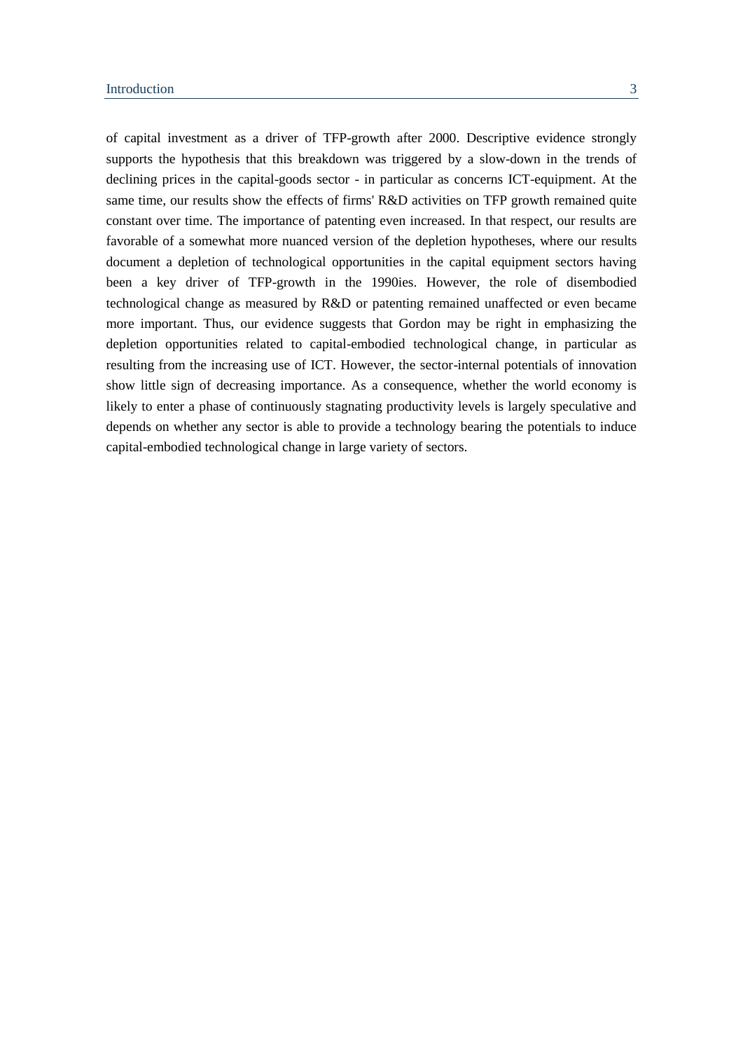of capital investment as a driver of TFP-growth after 2000. Descriptive evidence strongly supports the hypothesis that this breakdown was triggered by a slow-down in the trends of declining prices in the capital-goods sector - in particular as concerns ICT-equipment. At the same time, our results show the effects of firms' R&D activities on TFP growth remained quite constant over time. The importance of patenting even increased. In that respect, our results are favorable of a somewhat more nuanced version of the depletion hypotheses, where our results document a depletion of technological opportunities in the capital equipment sectors having been a key driver of TFP-growth in the 1990ies. However, the role of disembodied technological change as measured by R&D or patenting remained unaffected or even became more important. Thus, our evidence suggests that Gordon may be right in emphasizing the depletion opportunities related to capital-embodied technological change, in particular as resulting from the increasing use of ICT. However, the sector-internal potentials of innovation show little sign of decreasing importance. As a consequence, whether the world economy is likely to enter a phase of continuously stagnating productivity levels is largely speculative and depends on whether any sector is able to provide a technology bearing the potentials to induce capital-embodied technological change in large variety of sectors.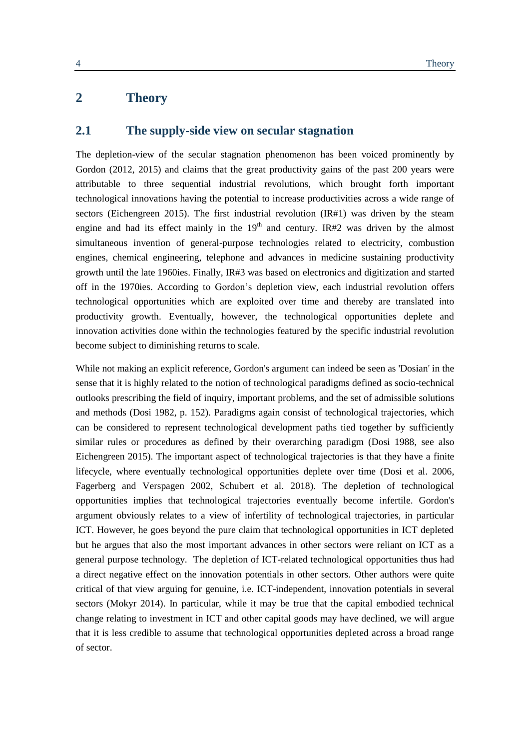# 2 Theory

## 2.1 The supply-side view on secular stagnation

The depletion-view of the secular stagnation phenomenon has been voiced prominently by Gordon (2012, 2015) and claims that the great productivity gains of the past 200 years were attributable to three sequential industrial revolutions, which brought forth important technological innovations having the potential to increase productivities across a wide range of sectors (Eichengreen 2015). The first industrial revolution (IR#1) was driven by the steam engine and had its effect mainly in the $19^{th}$ and century. IR#2 was driven by the almost simultaneous invention of general-purpose technologies related to electricity, combustion engines, chemical engineering, telephone and advances in medicine sustaining productivity growth until the late 1960ies. Finally, IR#3 was based on electronics and digitization and started off in the 1970ies. According to Gordon's depletion view, each industrial revolution offers technological opportunities which are exploited over time and thereby are translated into productivity growth. Eventually, however, the technological opportunities deplete and innovation activities done within the technologies featured by the specific industrial revolution become subject to diminishing returns to scale.

While not making an explicit reference, Gordon's argument can indeed be seen as 'Dosian' in the sense that it is highly related to the notion of technological paradigms defined as socio-technical outlooks prescribing the field of inquiry, important problems, and the set of admissible solutions and methods (Dosi 1982, p. 152). Paradigms again consist of technological trajectories, which can be considered to represent technological development paths tied together by sufficiently similar rules or procedures as defined by their overarching paradigm (Dosi 1988, see also Eichengreen 2015). The important aspect of technological trajectories is that they have a finite lifecycle, where eventually technological opportunities deplete over time (Dosi et al. 2006, Fagerberg and Verspagen 2002, Schubert et al. 2018). The depletion of technological opportunities implies that technological trajectories eventually become infertile. Gordon's argument obviously relates to a view of infertility of technological trajectories, in particular ICT. However, he goes beyond the pure claim that technological opportunities in ICT depleted but he argues that also the most important advances in other sectors were reliant on ICT as a general purpose technology. The depletion of ICT-related technological opportunities thus had a direct negative effect on the innovation potentials in other sectors. Other authors were quite critical of that view arguing for genuine, i.e. ICT-independent, innovation potentials in several sectors (Mokyr 2014). In particular, while it may be true that the capital embodied technical change relating to investment in ICT and other capital goods may have declined, we will argue that it is less credible to assume that technological opportunities depleted across a broad range of sector.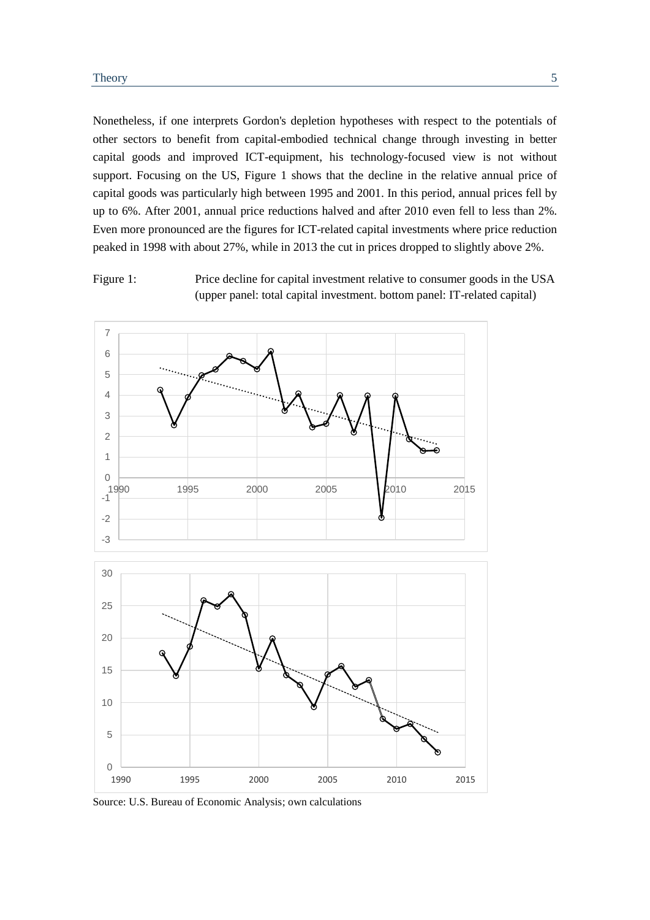Nonetheless, if one interprets Gordon's depletion hypotheses with respect to the potentials of other sectors to benefit from capital-embodied technical change through investing in better capital goods and improved ICT-equipment, his technology-focused view is not without support. Focusing on the US, Figure 1 shows that the decline in the relative annual price of capital goods was particularly high between 1995 and 2001. In this period, annual prices fell by up to 6%. After 2001, annual price reductions halved and after 2010 even fell to less than 2%. Even more pronounced are the figures for ICT-related capital investments where price reduction peaked in 1998 with about 27%, while in 2013 the cut in prices dropped to slightly above 2%.

Figure 1: Price decline for capital investment relative to consumer goods in the USA (upper panel: total capital investment. bottom panel: IT-related capital)

Source: U.S. Bureau of Economic Analysis; own calculations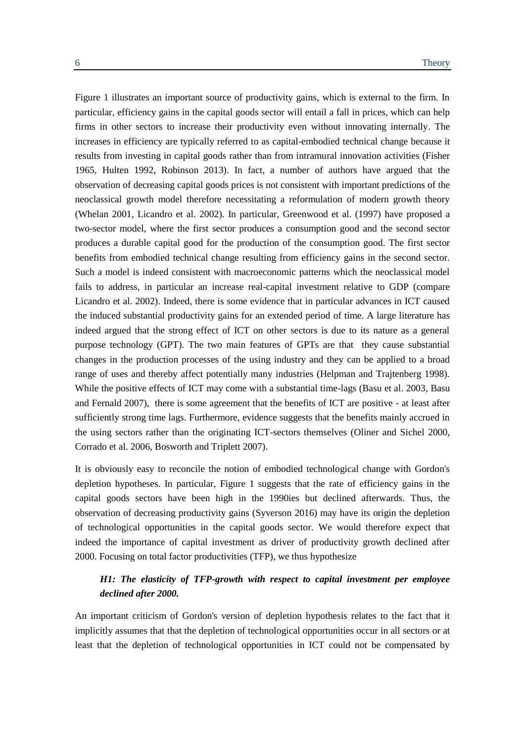Figure 1 illustrates an important source of productivity gains, which is external to the firm. In particular, efficiency gains in the capital goods sector will entail a fall in prices, which can help firms in other sectors to increase their productivity even without innovating internally. The increases in efficiency are typically referred to as capital-embodied technical change because it results from investing in capital goods rather than from intramural innovation activities (Fisher 1965, Hulten 1992, Robinson 2013). In fact, a number of authors have argued that the observation of decreasing capital goods prices is not consistent with important predictions of the neoclassical growth model therefore necessitating a reformulation of modern growth theory (Whelan 2001, Licandro et al. 2002). In particular, Greenwood et al. (1997) have proposed a two-sector model, where the first sector produces a consumption good and the second sector produces a durable capital good for the production of the consumption good. The first sector benefits from embodied technical change resulting from efficiency gains in the second sector. Such a model is indeed consistent with macroeconomic patterns which the neoclassical model fails to address, in particular an increase real-capital investment relative to GDP (compare Licandro et al. 2002). Indeed, there is some evidence that in particular advances in ICT caused the induced substantial productivity gains for an extended period of time. A large literature has indeed argued that the strong effect of ICT on other sectors is due to its nature as a general purpose technology (GPT). The two main features of GPTs are that they cause substantial changes in the production processes of the using industry and they can be applied to a broad range of uses and thereby affect potentially many industries (Helpman and Trajtenberg 1998). While the positive effects of ICT may come with a substantial time-lags (Basu et al. 2003, Basu and Fernald 2007), there is some agreement that the benefits of ICT are positive - at least after sufficiently strong time lags. Furthermore, evidence suggests that the benefits mainly accrued in the using sectors rather than the originating ICT-sectors themselves (Oliner and Sichel 2000, Corrado et al. 2006, Bosworth and Triplett 2007).

It is obviously easy to reconcile the notion of embodied technological change with Gordon's depletion hypotheses. In particular, Figure 1 suggests that the rate of efficiency gains in the capital goods sectors have been high in the 1990ies but declined afterwards. Thus, the observation of decreasing productivity gains (Syverson 2016) may have its origin the depletion of technological opportunities in the capital goods sector. We would therefore expect that indeed the importance of capital investment as driver of productivity growth declined after 2000. Focusing on total factor productivities (TFP), we thus hypothesize

> ***H1: The elasticity of TFP-growth with respect to capital investment per employee declined after 2000.***

An important criticism of Gordon's version of depletion hypothesis relates to the fact that it implicitly assumes that that the depletion of technological opportunities occur in all sectors or at least that the depletion of technological opportunities in ICT could not be compensated by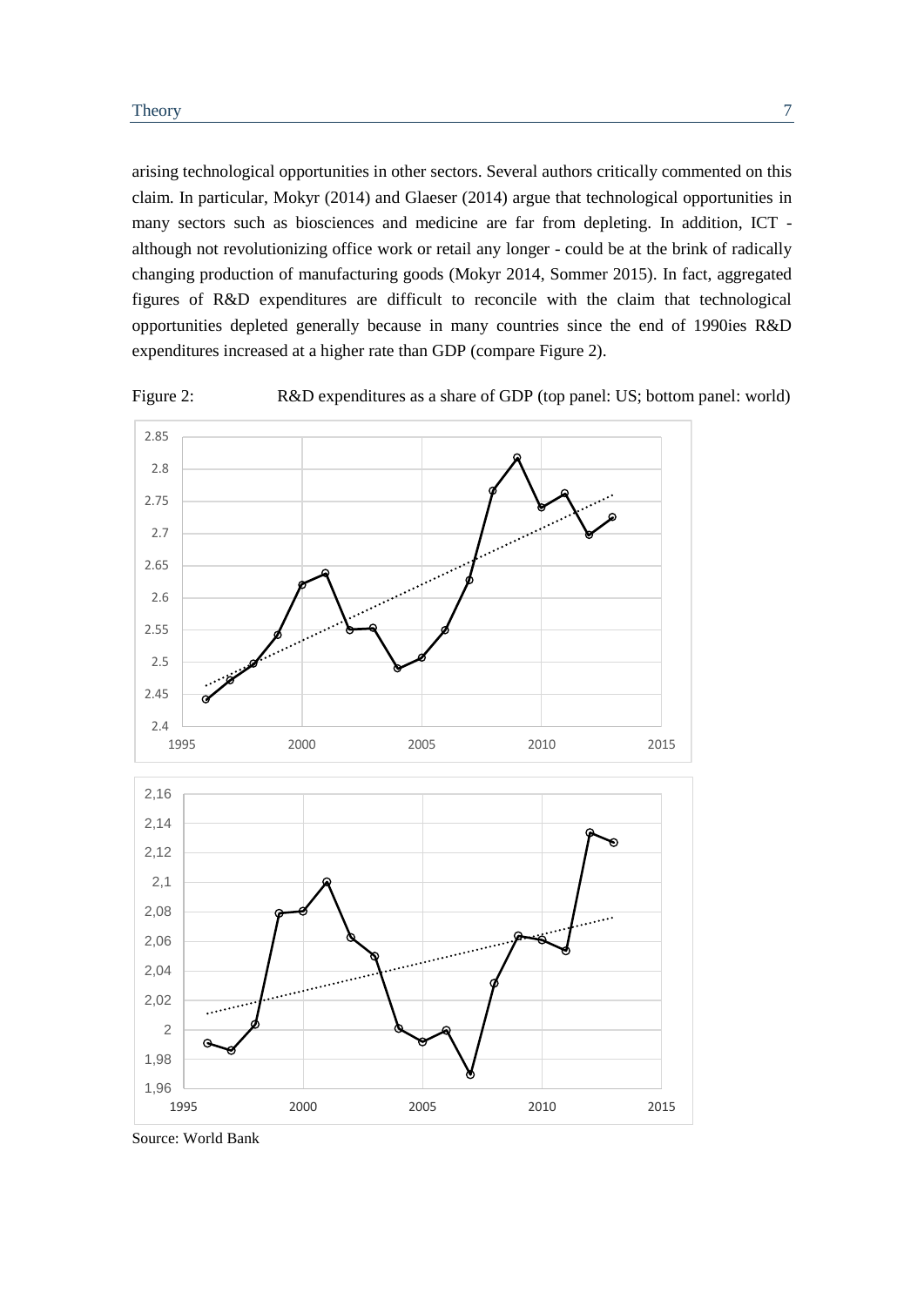arising technological opportunities in other sectors. Several authors critically commented on this claim. In particular, Mokyr (2014) and Glaeser (2014) argue that technological opportunities in many sectors such as biosciences and medicine are far from depleting. In addition, ICT - although not revolutionizing office work or retail any longer - could be at the brink of radically changing production of manufacturing goods (Mokyr 2014, Sommer 2015). In fact, aggregated figures of R&D expenditures are difficult to reconcile with the claim that technological opportunities depleted generally because in many countries since the end of 1990ies R&D expenditures increased at a higher rate than GDP (compare Figure 2).

Figure 2: R&D expenditures as a share of GDP (top panel: US; bottom panel: world)

Source: World Bank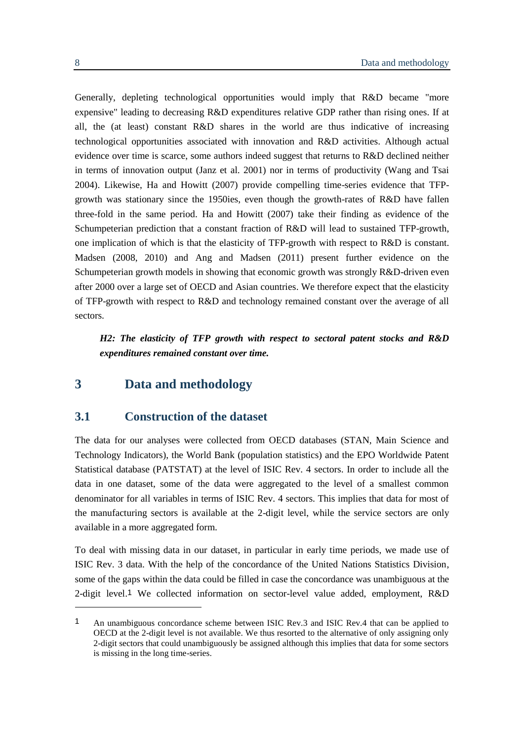Generally, depleting technological opportunities would imply that R&D became "more expensive" leading to decreasing R&D expenditures relative GDP rather than rising ones. If at all, the (at least) constant R&D shares in the world are thus indicative of increasing technological opportunities associated with innovation and R&D activities. Although actual evidence over time is scarce, some authors indeed suggest that returns to R&D declined neither in terms of innovation output (Janz et al. 2001) nor in terms of productivity (Wang and Tsai 2004). Likewise, Ha and Howitt (2007) provide compelling time-series evidence that TFP-growth was stationary since the 1950ies, even though the growth-rates of R&D have fallen three-fold in the same period. Ha and Howitt (2007) take their finding as evidence of the Schumpeterian prediction that a constant fraction of R&D will lead to sustained TFP-growth, one implication of which is that the elasticity of TFP-growth with respect to R&D is constant. Madsen (2008, 2010) and Ang and Madsen (2011) present further evidence on the Schumpeterian growth models in showing that economic growth was strongly R&D-driven even after 2000 over a large set of OECD and Asian countries. We therefore expect that the elasticity of TFP-growth with respect to R&D and technology remained constant over the average of all sectors.

***H2: The elasticity of TFP growth with respect to sectoral patent stocks and R&D expenditures remained constant over time.***

# 3 Data and methodology

## 3.1 Construction of the dataset

The data for our analyses were collected from OECD databases (STAN, Main Science and Technology Indicators), the World Bank (population statistics) and the EPO Worldwide Patent Statistical database (PATSTAT) at the level of ISIC Rev. 4 sectors. In order to include all the data in one dataset, some of the data were aggregated to the level of a smallest common denominator for all variables in terms of ISIC Rev. 4 sectors. This implies that data for most of the manufacturing sectors is available at the 2-digit level, while the service sectors are only available in a more aggregated form.

To deal with missing data in our dataset, in particular in early time periods, we made use of ISIC Rev. 3 data. With the help of the concordance of the United Nations Statistics Division, some of the gaps within the data could be filled in case the concordance was unambiguous at the 2-digit level.[1] We collected information on sector-level value added, employment, R&D

[1] An unambiguous concordance scheme between ISIC Rev.3 and ISIC Rev.4 that can be applied to OECD at the 2-digit level is not available. We thus resorted to the alternative of only assigning only 2-digit sectors that could unambiguously be assigned although this implies that data for some sectors is missing in the long time-series.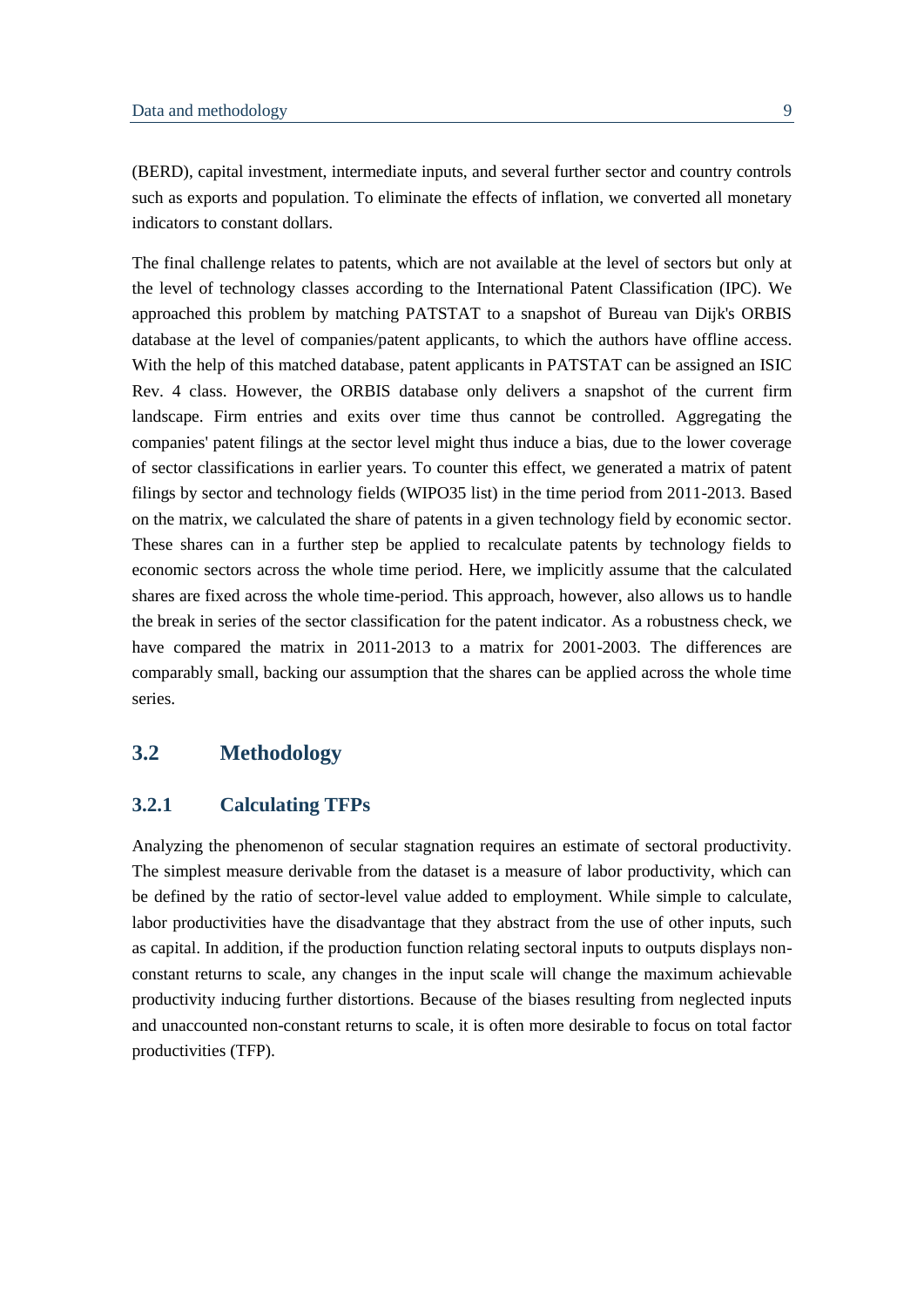(BERD), capital investment, intermediate inputs, and several further sector and country controls such as exports and population. To eliminate the effects of inflation, we converted all monetary indicators to constant dollars.

The final challenge relates to patents, which are not available at the level of sectors but only at the level of technology classes according to the International Patent Classification (IPC). We approached this problem by matching PATSTAT to a snapshot of Bureau van Dijk's ORBIS database at the level of companies/patent applicants, to which the authors have offline access. With the help of this matched database, patent applicants in PATSTAT can be assigned an ISIC Rev. 4 class. However, the ORBIS database only delivers a snapshot of the current firm landscape. Firm entries and exits over time thus cannot be controlled. Aggregating the companies' patent filings at the sector level might thus induce a bias, due to the lower coverage of sector classifications in earlier years. To counter this effect, we generated a matrix of patent filings by sector and technology fields (WIPO35 list) in the time period from 2011-2013. Based on the matrix, we calculated the share of patents in a given technology field by economic sector. These shares can in a further step be applied to recalculate patents by technology fields to economic sectors across the whole time period. Here, we implicitly assume that the calculated shares are fixed across the whole time-period. This approach, however, also allows us to handle the break in series of the sector classification for the patent indicator. As a robustness check, we have compared the matrix in 2011-2013 to a matrix for 2001-2003. The differences are comparably small, backing our assumption that the shares can be applied across the whole time series.

## 3.2 Methodology

### 3.2.1 Calculating TFPs

Analyzing the phenomenon of secular stagnation requires an estimate of sectoral productivity. The simplest measure derivable from the dataset is a measure of labor productivity, which can be defined by the ratio of sector-level value added to employment. While simple to calculate, labor productivities have the disadvantage that they abstract from the use of other inputs, such as capital. In addition, if the production function relating sectoral inputs to outputs displays non-constant returns to scale, any changes in the input scale will change the maximum achievable productivity inducing further distortions. Because of the biases resulting from neglected inputs and unaccounted non-constant returns to scale, it is often more desirable to focus on total factor productivities (TFP).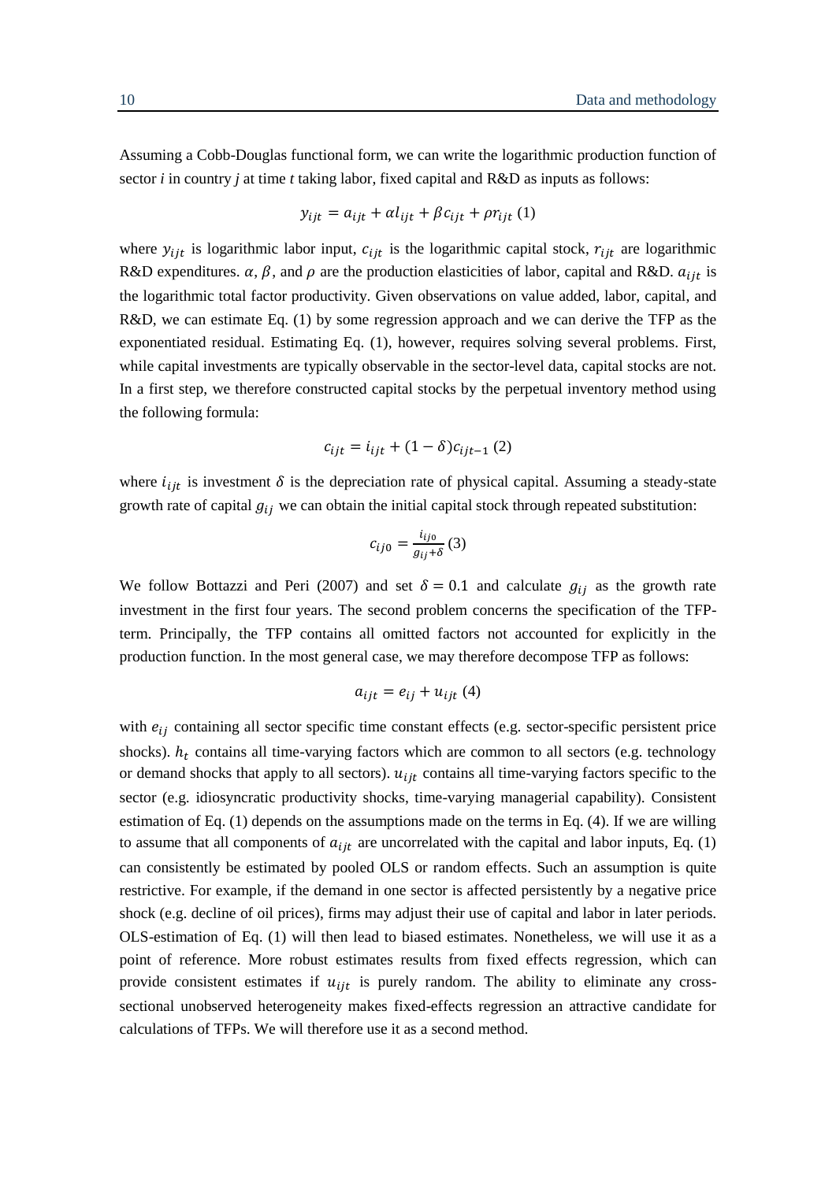Assuming a Cobb-Douglas functional form, we can write the logarithmic production function of sector *i* in country *j* at time *t* taking labor, fixed capital and R&D as inputs as follows:

$$y_{ijt} = a_{ijt} + \alpha l_{ijt} + \beta c_{ijt} + \rho r_{ijt} \ (1)$$

where $y_{ijt}$ is logarithmic labor input, $c_{ijt}$ is the logarithmic capital stock, $r_{ijt}$ are logarithmic R&D expenditures. $\alpha$, $\beta$, and $\rho$ are the production elasticities of labor, capital and R&D. $a_{ijt}$ is the logarithmic total factor productivity. Given observations on value added, labor, capital, and R&D, we can estimate Eq. (1) by some regression approach and we can derive the TFP as the exponentiated residual. Estimating Eq. (1), however, requires solving several problems. First, while capital investments are typically observable in the sector-level data, capital stocks are not. In a first step, we therefore constructed capital stocks by the perpetual inventory method using the following formula:

$$c_{ijt} = i_{ijt} + (1 - \delta)c_{ijt-1} \ (2)$$

where $i_{ijt}$ is investment $\delta$ is the depreciation rate of physical capital. Assuming a steady-state growth rate of capital $g_{ij}$ we can obtain the initial capital stock through repeated substitution:

$$c_{ij0} = \frac{i_{ij0}}{g_{ij} + \delta} \ (3)$$

We follow Bottazzi and Peri (2007) and set $\delta = 0.1$ and calculate $g_{ij}$ as the growth rate investment in the first four years. The second problem concerns the specification of the TFP-term. Principally, the TFP contains all omitted factors not accounted for explicitly in the production function. In the most general case, we may therefore decompose TFP as follows:

$$a_{ijt} = e_{ij} + u_{ijt} \ (4)$$

with $e_{ij}$ containing all sector specific time constant effects (e.g. sector-specific persistent price shocks). $h_t$ contains all time-varying factors which are common to all sectors (e.g. technology or demand shocks that apply to all sectors). $u_{ijt}$ contains all time-varying factors specific to the sector (e.g. idiosyncratic productivity shocks, time-varying managerial capability). Consistent estimation of Eq. (1) depends on the assumptions made on the terms in Eq. (4). If we are willing to assume that all components of $a_{ijt}$ are uncorrelated with the capital and labor inputs, Eq. (1) can consistently be estimated by pooled OLS or random effects. Such an assumption is quite restrictive. For example, if the demand in one sector is affected persistently by a negative price shock (e.g. decline of oil prices), firms may adjust their use of capital and labor in later periods. OLS-estimation of Eq. (1) will then lead to biased estimates. Nonetheless, we will use it as a point of reference. More robust estimates results from fixed effects regression, which can provide consistent estimates if $u_{ijt}$ is purely random. The ability to eliminate any cross-sectional unobserved heterogeneity makes fixed-effects regression an attractive candidate for calculations of TFPs. We will therefore use it as a second method.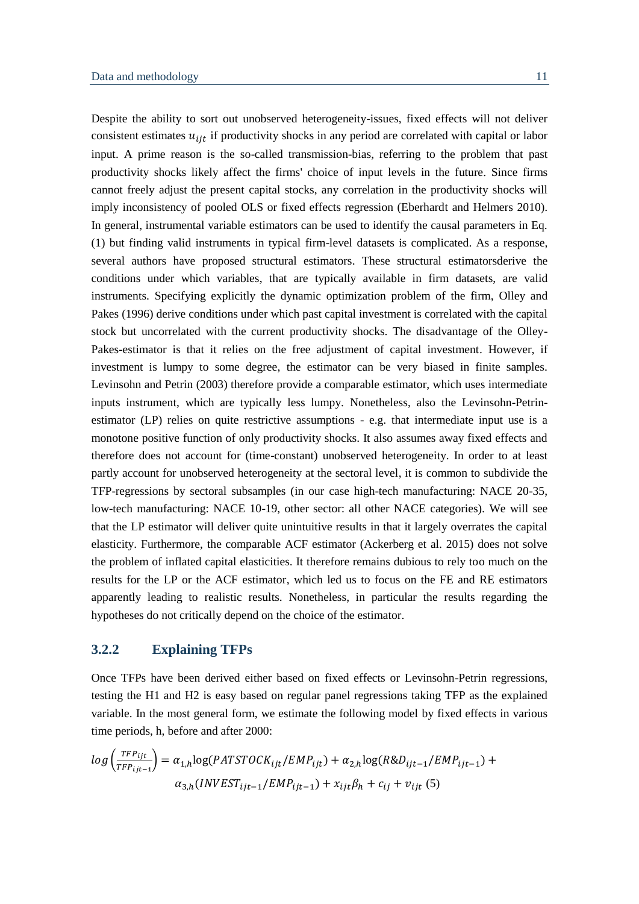Despite the ability to sort out unobserved heterogeneity-issues, fixed effects will not deliver consistent estimates $u_{ijt}$ if productivity shocks in any period are correlated with capital or labor input. A prime reason is the so-called transmission-bias, referring to the problem that past productivity shocks likely affect the firms' choice of input levels in the future. Since firms cannot freely adjust the present capital stocks, any correlation in the productivity shocks will imply inconsistency of pooled OLS or fixed effects regression (Eberhardt and Helmers 2010). In general, instrumental variable estimators can be used to identify the causal parameters in Eq. (1) but finding valid instruments in typical firm-level datasets is complicated. As a response, several authors have proposed structural estimators. These structural estimatorsderive the conditions under which variables, that are typically available in firm datasets, are valid instruments. Specifying explicitly the dynamic optimization problem of the firm, Olley and Pakes (1996) derive conditions under which past capital investment is correlated with the capital stock but uncorrelated with the current productivity shocks. The disadvantage of the Olley-Pakes-estimator is that it relies on the free adjustment of capital investment. However, if investment is lumpy to some degree, the estimator can be very biased in finite samples. Levinsohn and Petrin (2003) therefore provide a comparable estimator, which uses intermediate inputs instrument, which are typically less lumpy. Nonetheless, also the Levinsohn-Petrin-estimator (LP) relies on quite restrictive assumptions - e.g. that intermediate input use is a monotone positive function of only productivity shocks. It also assumes away fixed effects and therefore does not account for (time-constant) unobserved heterogeneity. In order to at least partly account for unobserved heterogeneity at the sectoral level, it is common to subdivide the TFP-regressions by sectoral subsamples (in our case high-tech manufacturing: NACE 20-35, low-tech manufacturing: NACE 10-19, other sector: all other NACE categories). We will see that the LP estimator will deliver quite unintuitive results in that it largely overrates the capital elasticity. Furthermore, the comparable ACF estimator (Ackerberg et al. 2015) does not solve the problem of inflated capital elasticities. It therefore remains dubious to rely too much on the results for the LP or the ACF estimator, which led us to focus on the FE and RE estimators apparently leading to realistic results. Nonetheless, in particular the results regarding the hypotheses do not critically depend on the choice of the estimator.

### 3.2.2 Explaining TFPs

Once TFPs have been derived either based on fixed effects or Levinsohn-Petrin regressions, testing the H1 and H2 is easy based on regular panel regressions taking TFP as the explained variable. In the most general form, we estimate the following model by fixed effects in various time periods, h, before and after 2000:

$$log\left(\frac{TFP_{ijt}}{TFP_{ijt-1}}\right) = \alpha_{1,h}\log(PATSTOCK_{ijt}/EMP_{ijt}) + \alpha_{2,h}\log(R\&D_{ijt-1}/EMP_{ijt-1}) + \alpha_{3,h}(INVEST_{ijt-1}/EMP_{ijt-1}) + x_{ijt}\beta_h + c_{ij} + v_{ijt} \quad (5)$$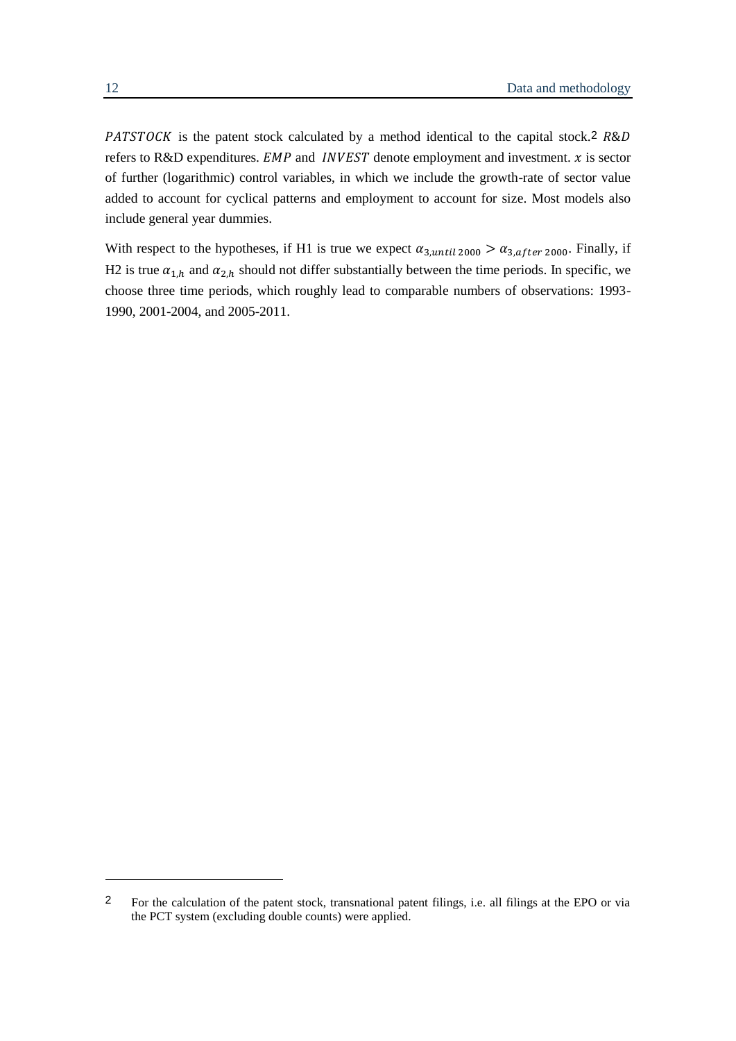$PATSTOCK$ is the patent stock calculated by a method identical to the capital stock.[2] $R\&D$ refers to R&D expenditures. $EMP$ and $INVEST$ denote employment and investment. $x$ is sector of further (logarithmic) control variables, in which we include the growth-rate of sector value added to account for cyclical patterns and employment to account for size. Most models also include general year dummies.

With respect to the hypotheses, if H1 is true we expect $\alpha_{3,until\,2000} > \alpha_{3,after\,2000}$. Finally, if H2 is true $\alpha_{1,h}$ and $\alpha_{2,h}$ should not differ substantially between the time periods. In specific, we choose three time periods, which roughly lead to comparable numbers of observations: 1993-1990, 2001-2004, and 2005-2011.

[2] For the calculation of the patent stock, transnational patent filings, i.e. all filings at the EPO or via the PCT system (excluding double counts) were applied.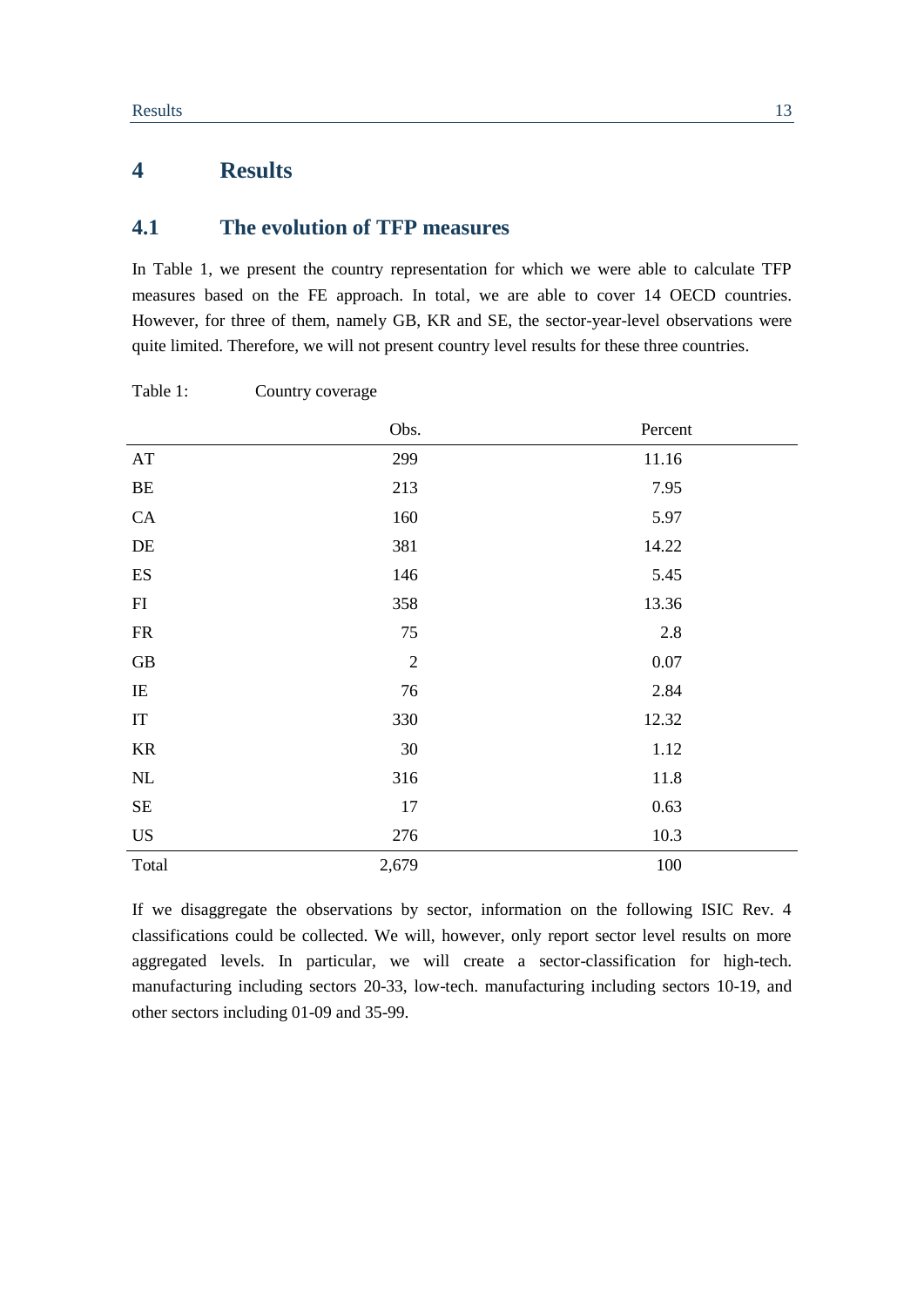# 4 Results

## 4.1 The evolution of TFP measures

In Table 1, we present the country representation for which we were able to calculate TFP measures based on the FE approach. In total, we are able to cover 14 OECD countries. However, for three of them, namely GB, KR and SE, the sector-year-level observations were quite limited. Therefore, we will not present country level results for these three countries.

Table 1: Country coverage

| | Obs. | Percent |
|---|---|---|
| AT | 299 | 11.16 |
| BE | 213 | 7.95 |
| CA | 160 | 5.97 |
| DE | 381 | 14.22 |
| ES | 146 | 5.45 |
| FI | 358 | 13.36 |
| FR | 75 | 2.8 |
| GB | 2 | 0.07 |
| IE | 76 | 2.84 |
| IT | 330 | 12.32 |
| KR | 30 | 1.12 |
| NL | 316 | 11.8 |
| SE | 17 | 0.63 |
| US | 276 | 10.3 |
| Total | 2,679 | 100 |

If we disaggregate the observations by sector, information on the following ISIC Rev. 4 classifications could be collected. We will, however, only report sector level results on more aggregated levels. In particular, we will create a sector-classification for high-tech. manufacturing including sectors 20-33, low-tech. manufacturing including sectors 10-19, and other sectors including 01-09 and 35-99.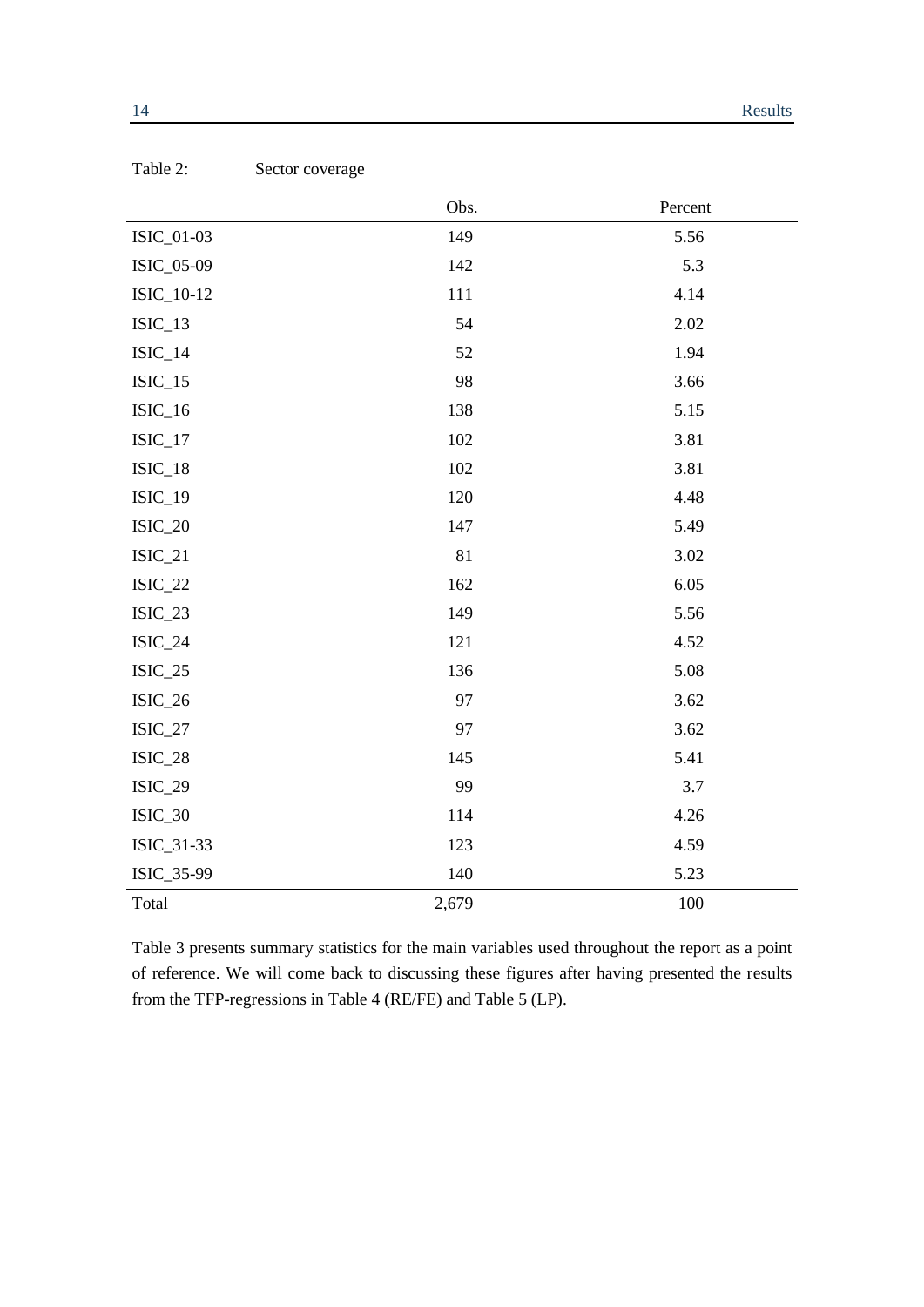Table 2: Sector coverage

| | Obs. | Percent |
|---|---|---|
| ISIC_01-03 | 149 | 5.56 |
| ISIC_05-09 | 142 | 5.3 |
| ISIC_10-12 | 111 | 4.14 |
| ISIC_13 | 54 | 2.02 |
| ISIC_14 | 52 | 1.94 |
| ISIC_15 | 98 | 3.66 |
| ISIC_16 | 138 | 5.15 |
| ISIC_17 | 102 | 3.81 |
| ISIC_18 | 102 | 3.81 |
| ISIC_19 | 120 | 4.48 |
| ISIC_20 | 147 | 5.49 |
| ISIC_21 | 81 | 3.02 |
| ISIC_22 | 162 | 6.05 |
| ISIC_23 | 149 | 5.56 |
| ISIC_24 | 121 | 4.52 |
| ISIC_25 | 136 | 5.08 |
| ISIC_26 | 97 | 3.62 |
| ISIC_27 | 97 | 3.62 |
| ISIC_28 | 145 | 5.41 |
| ISIC_29 | 99 | 3.7 |
| ISIC_30 | 114 | 4.26 |
| ISIC_31-33 | 123 | 4.59 |
| ISIC_35-99 | 140 | 5.23 |
| Total | 2,679 | 100 |

Table 3 presents summary statistics for the main variables used throughout the report as a point of reference. We will come back to discussing these figures after having presented the results from the TFP-regressions in Table 4 (RE/FE) and Table 5 (LP).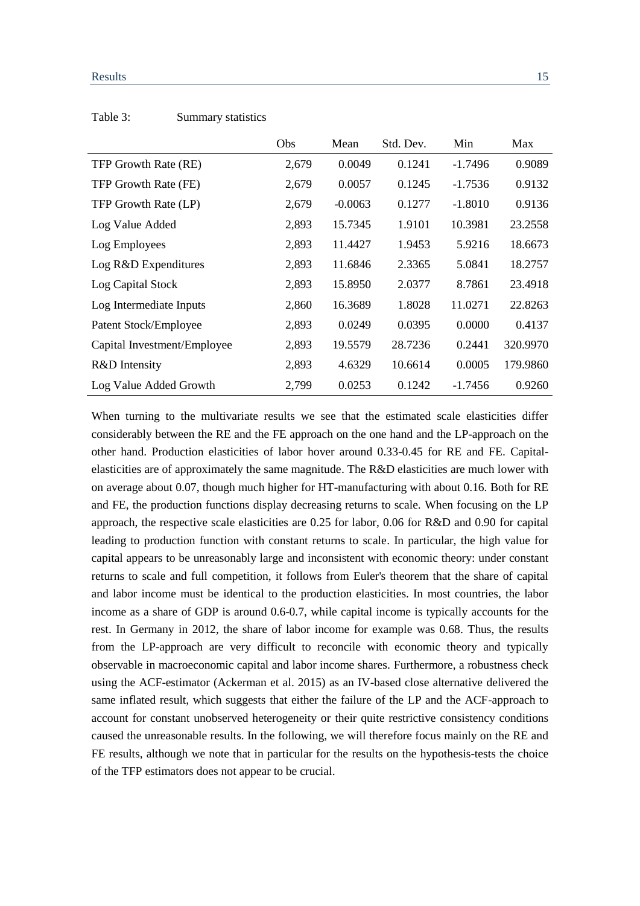Table 3: Summary statistics

| | Obs | Mean | Std. Dev. | Min | Max |
|---|---|---|---|---|---|
| TFP Growth Rate (RE) | 2,679 | 0.0049 | 0.1241 | -1.7496 | 0.9089 |
| TFP Growth Rate (FE) | 2,679 | 0.0057 | 0.1245 | -1.7536 | 0.9132 |
| TFP Growth Rate (LP) | 2,679 | -0.0063 | 0.1277 | -1.8010 | 0.9136 |
| Log Value Added | 2,893 | 15.7345 | 1.9101 | 10.3981 | 23.2558 |
| Log Employees | 2,893 | 11.4427 | 1.9453 | 5.9216 | 18.6673 |
| Log R&D Expenditures | 2,893 | 11.6846 | 2.3365 | 5.0841 | 18.2757 |
| Log Capital Stock | 2,893 | 15.8950 | 2.0377 | 8.7861 | 23.4918 |
| Log Intermediate Inputs | 2,860 | 16.3689 | 1.8028 | 11.0271 | 22.8263 |
| Patent Stock/Employee | 2,893 | 0.0249 | 0.0395 | 0.0000 | 0.4137 |
| Capital Investment/Employee | 2,893 | 19.5579 | 28.7236 | 0.2441 | 320.9970 |
| R&D Intensity | 2,893 | 4.6329 | 10.6614 | 0.0005 | 179.9860 |
| Log Value Added Growth | 2,799 | 0.0253 | 0.1242 | -1.7456 | 0.9260 |

When turning to the multivariate results we see that the estimated scale elasticities differ considerably between the RE and the FE approach on the one hand and the LP-approach on the other hand. Production elasticities of labor hover around 0.33-0.45 for RE and FE. Capital-elasticities are of approximately the same magnitude. The R&D elasticities are much lower with on average about 0.07, though much higher for HT-manufacturing with about 0.16. Both for RE and FE, the production functions display decreasing returns to scale. When focusing on the LP approach, the respective scale elasticities are 0.25 for labor, 0.06 for R&D and 0.90 for capital leading to production function with constant returns to scale. In particular, the high value for capital appears to be unreasonably large and inconsistent with economic theory: under constant returns to scale and full competition, it follows from Euler's theorem that the share of capital and labor income must be identical to the production elasticities. In most countries, the labor income as a share of GDP is around 0.6-0.7, while capital income is typically accounts for the rest. In Germany in 2012, the share of labor income for example was 0.68. Thus, the results from the LP-approach are very difficult to reconcile with economic theory and typically observable in macroeconomic capital and labor income shares. Furthermore, a robustness check using the ACF-estimator (Ackerman et al. 2015) as an IV-based close alternative delivered the same inflated result, which suggests that either the failure of the LP and the ACF-approach to account for constant unobserved heterogeneity or their quite restrictive consistency conditions caused the unreasonable results. In the following, we will therefore focus mainly on the RE and FE results, although we note that in particular for the results on the hypothesis-tests the choice of the TFP estimators does not appear to be crucial.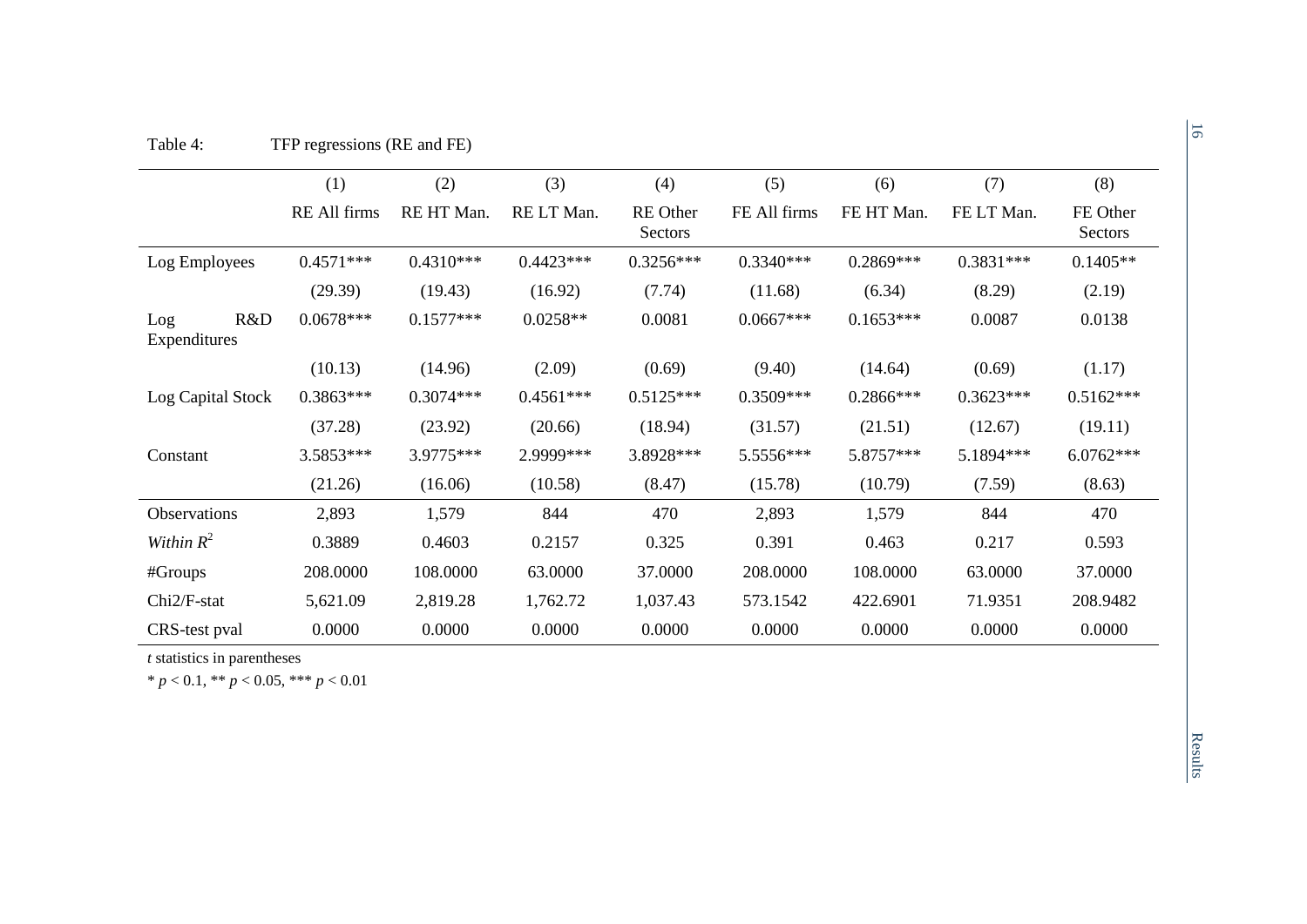Table 4: TFP regressions (RE and FE)

| | (1) | (2) | (3) | (4) | (5) | (6) | (7) | (8) |
|---|---|---|---|---|---|---|---|---|
| | RE All firms | RE HT Man. | RE LT Man. | RE Other Sectors | FE All firms | FE HT Man. | FE LT Man. | FE Other Sectors |
| Log Employees | 0.4571*** | 0.4310*** | 0.4423*** | 0.3256*** | 0.3340*** | 0.2869*** | 0.3831*** | 0.1405** |
| | (29.39) | (19.43) | (16.92) | (7.74) | (11.68) | (6.34) | (8.29) | (2.19) |
| Log R&D Expenditures | 0.0678*** | 0.1577*** | 0.0258** | 0.0081 | 0.0667*** | 0.1653*** | 0.0087 | 0.0138 |
| | (10.13) | (14.96) | (2.09) | (0.69) | (9.40) | (14.64) | (0.69) | (1.17) |
| Log Capital Stock | 0.3863*** | 0.3074*** | 0.4561*** | 0.5125*** | 0.3509*** | 0.2866*** | 0.3623*** | 0.5162*** |
| | (37.28) | (23.92) | (20.66) | (18.94) | (31.57) | (21.51) | (12.67) | (19.11) |
| Constant | 3.5853*** | 3.9775*** | 2.9999*** | 3.8928*** | 5.5556*** | 5.8757*** | 5.1894*** | 6.0762*** |
| | (21.26) | (16.06) | (10.58) | (8.47) | (15.78) | (10.79) | (7.59) | (8.63) |
| Observations | 2,893 | 1,579 | 844 | 470 | 2,893 | 1,579 | 844 | 470 |
| *Within* $R^2$ | 0.3889 | 0.4603 | 0.2157 | 0.325 | 0.391 | 0.463 | 0.217 | 0.593 |
| #Groups | 208.0000 | 108.0000 | 63.0000 | 37.0000 | 208.0000 | 108.0000 | 63.0000 | 37.0000 |
| Chi2/F-stat | 5,621.09 | 2,819.28 | 1,762.72 | 1,037.43 | 573.1542 | 422.6901 | 71.9351 | 208.9482 |
| CRS-test pval | 0.0000 | 0.0000 | 0.0000 | 0.0000 | 0.0000 | 0.0000 | 0.0000 | 0.0000 |

*t* statistics in parentheses

\* $p < 0.1$, ** $p < 0.05$, *** $p < 0.01$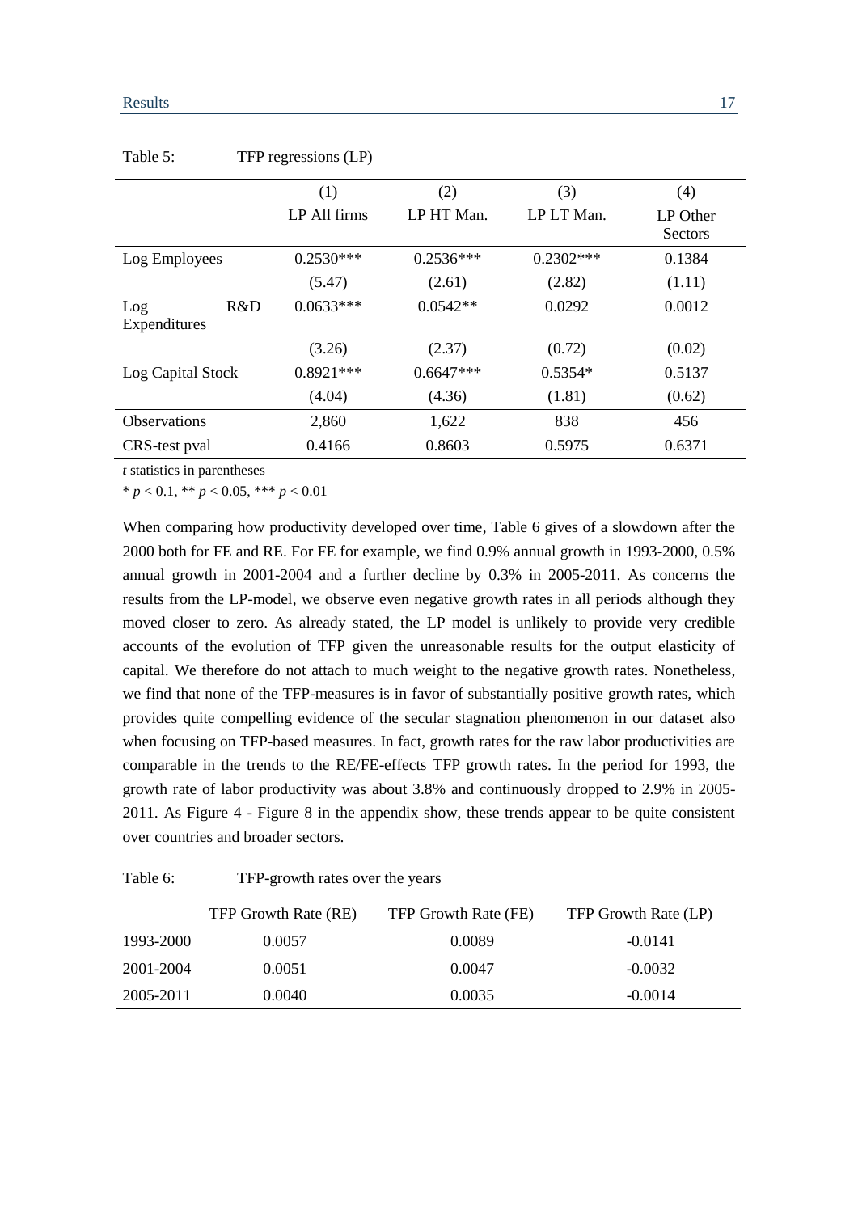Table 5: TFP regressions (LP)

| | (1)<br>LP All firms | (2)<br>LP HT Man. | (3)<br>LP LT Man. | (4)<br>LP Other Sectors |
|---|---|---|---|---|
| Log Employees | 0.2530*** | 0.2536*** | 0.2302*** | 0.1384 |
| | (5.47) | (2.61) | (2.82) | (1.11) |
| Log R&D Expenditures | 0.0633*** | 0.0542** | 0.0292 | 0.0012 |
| | (3.26) | (2.37) | (0.72) | (0.02) |
| Log Capital Stock | 0.8921*** | 0.6647*** | 0.5354* | 0.5137 |
| | (4.04) | (4.36) | (1.81) | (0.62) |
| Observations | 2,860 | 1,622 | 838 | 456 |
| CRS-test pval | 0.4166 | 0.8603 | 0.5975 | 0.6371 |

*t* statistics in parentheses

* $p < 0.1$, ** $p < 0.05$, *** $p < 0.01$

When comparing how productivity developed over time, Table 6 gives of a slowdown after the 2000 both for FE and RE. For FE for example, we find 0.9% annual growth in 1993-2000, 0.5% annual growth in 2001-2004 and a further decline by 0.3% in 2005-2011. As concerns the results from the LP-model, we observe even negative growth rates in all periods although they moved closer to zero. As already stated, the LP model is unlikely to provide very credible accounts of the evolution of TFP given the unreasonable results for the output elasticity of capital. We therefore do not attach to much weight to the negative growth rates. Nonetheless, we find that none of the TFP-measures is in favor of substantially positive growth rates, which provides quite compelling evidence of the secular stagnation phenomenon in our dataset also when focusing on TFP-based measures. In fact, growth rates for the raw labor productivities are comparable in the trends to the RE/FE-effects TFP growth rates. In the period for 1993, the growth rate of labor productivity was about 3.8% and continuously dropped to 2.9% in 2005-2011. As Figure 4 - Figure 8 in the appendix show, these trends appear to be quite consistent over countries and broader sectors.

Table 6: TFP-growth rates over the years

| | TFP Growth Rate (RE) | TFP Growth Rate (FE) | TFP Growth Rate (LP) |
|---|---|---|---|
| 1993-2000 | 0.0057 | 0.0089 | -0.0141 |
| 2001-2004 | 0.0051 | 0.0047 | -0.0032 |
| 2005-2011 | 0.0040 | 0.0035 | -0.0014 |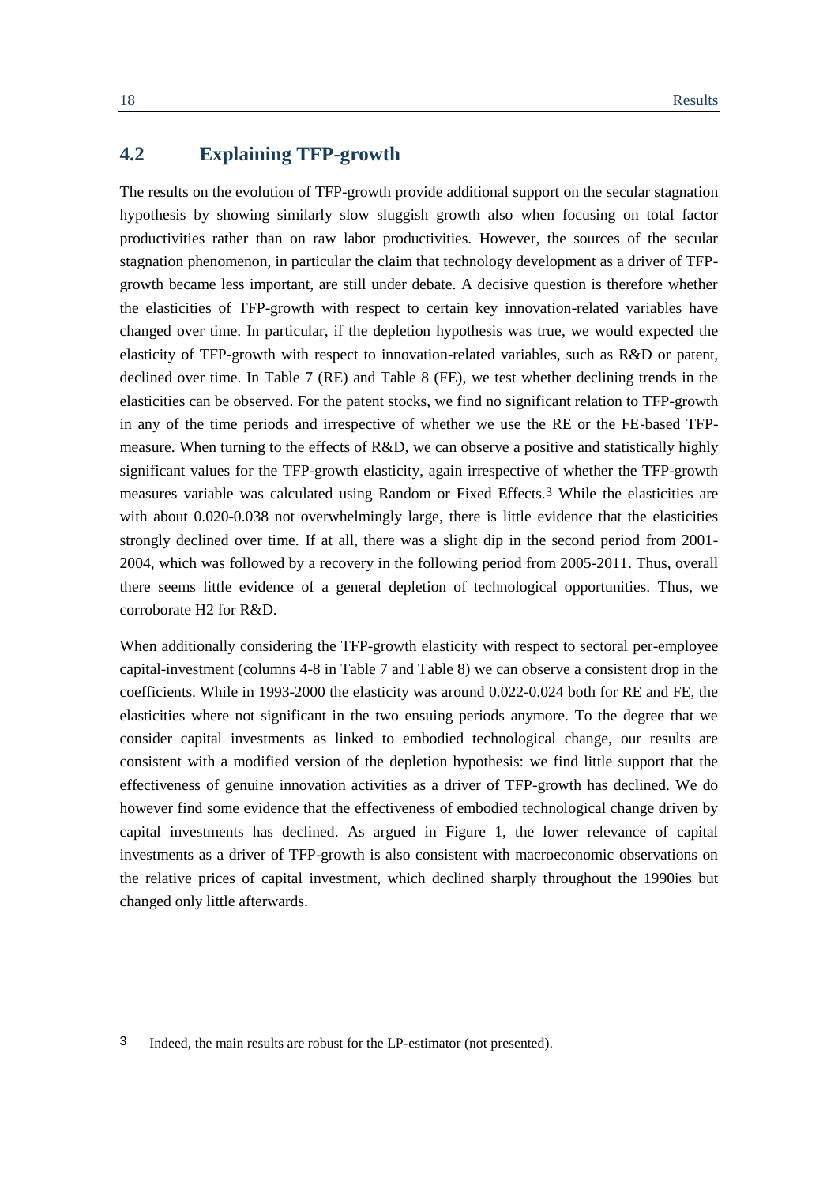## 4.2 Explaining TFP-growth

The results on the evolution of TFP-growth provide additional support on the secular stagnation hypothesis by showing similarly slow sluggish growth also when focusing on total factor productivities rather than on raw labor productivities. However, the sources of the secular stagnation phenomenon, in particular the claim that technology development as a driver of TFP-growth became less important, are still under debate. A decisive question is therefore whether the elasticities of TFP-growth with respect to certain key innovation-related variables have changed over time. In particular, if the depletion hypothesis was true, we would expected the elasticity of TFP-growth with respect to innovation-related variables, such as R&D or patent, declined over time. In Table 7 (RE) and Table 8 (FE), we test whether declining trends in the elasticities can be observed. For the patent stocks, we find no significant relation to TFP-growth in any of the time periods and irrespective of whether we use the RE or the FE-based TFP-measure. When turning to the effects of R&D, we can observe a positive and statistically highly significant values for the TFP-growth elasticity, again irrespective of whether the TFP-growth measures variable was calculated using Random or Fixed Effects.[3] While the elasticities are with about 0.020-0.038 not overwhelmingly large, there is little evidence that the elasticities strongly declined over time. If at all, there was a slight dip in the second period from 2001-2004, which was followed by a recovery in the following period from 2005-2011. Thus, overall there seems little evidence of a general depletion of technological opportunities. Thus, we corroborate H2 for R&D.

When additionally considering the TFP-growth elasticity with respect to sectoral per-employee capital-investment (columns 4-8 in Table 7 and Table 8) we can observe a consistent drop in the coefficients. While in 1993-2000 the elasticity was around 0.022-0.024 both for RE and FE, the elasticities where not significant in the two ensuing periods anymore. To the degree that we consider capital investments as linked to embodied technological change, our results are consistent with a modified version of the depletion hypothesis: we find little support that the effectiveness of genuine innovation activities as a driver of TFP-growth has declined. We do however find some evidence that the effectiveness of embodied technological change driven by capital investments has declined. As argued in Figure 1, the lower relevance of capital investments as a driver of TFP-growth is also consistent with macroeconomic observations on the relative prices of capital investment, which declined sharply throughout the 1990ies but changed only little afterwards.

---

[3] Indeed, the main results are robust for the LP-estimator (not presented).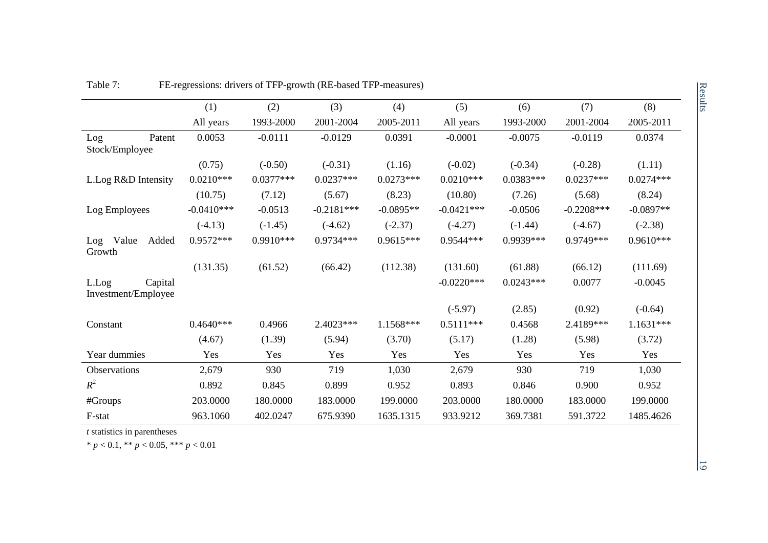Table 7: FE-regressions: drivers of TFP-growth (RE-based TFP-measures)

| | (1) | (2) | (3) | (4) | (5) | (6) | (7) | (8) |
|---|---|---|---|---|---|---|---|---|
| | All years | 1993-2000 | 2001-2004 | 2005-2011 | All years | 1993-2000 | 2001-2004 | 2005-2011 |
| Log Patent Stock/Employee | 0.0053 | -0.0111 | -0.0129 | 0.0391 | -0.0001 | -0.0075 | -0.0119 | 0.0374 |
| | (0.75) | (-0.50) | (-0.31) | (1.16) | (-0.02) | (-0.34) | (-0.28) | (1.11) |
| L.Log R&D Intensity | 0.0210*** | 0.0377*** | 0.0237*** | 0.0273*** | 0.0210*** | 0.0383*** | 0.0237*** | 0.0274*** |
| | (10.75) | (7.12) | (5.67) | (8.23) | (10.80) | (7.26) | (5.68) | (8.24) |
| Log Employees | -0.0410*** | -0.0513 | -0.2181*** | -0.0895** | -0.0421*** | -0.0506 | -0.2208*** | -0.0897** |
| | (-4.13) | (-1.45) | (-4.62) | (-2.37) | (-4.27) | (-1.44) | (-4.67) | (-2.38) |
| Log Value Added Growth | 0.9572*** | 0.9910*** | 0.9734*** | 0.9615*** | 0.9544*** | 0.9939*** | 0.9749*** | 0.9610*** |
| | (131.35) | (61.52) | (66.42) | (112.38) | (131.60) | (61.88) | (66.12) | (111.69) |
| L.Log Capital Investment/Employee | | | | | -0.0220*** | 0.0243*** | 0.0077 | -0.0045 |
| | | | | | (-5.97) | (2.85) | (0.92) | (-0.64) |
| Constant | 0.4640*** | 0.4966 | 2.4023*** | 1.1568*** | 0.5111*** | 0.4568 | 2.4189*** | 1.1631*** |
| | (4.67) | (1.39) | (5.94) | (3.70) | (5.17) | (1.28) | (5.98) | (3.72) |
| Year dummies | Yes | Yes | Yes | Yes | Yes | Yes | Yes | Yes |
| Observations | 2,679 | 930 | 719 | 1,030 | 2,679 | 930 | 719 | 1,030 |
| $R^2$ | 0.892 | 0.845 | 0.899 | 0.952 | 0.893 | 0.846 | 0.900 | 0.952 |
| #Groups | 203.0000 | 180.0000 | 183.0000 | 199.0000 | 203.0000 | 180.0000 | 183.0000 | 199.0000 |
| F-stat | 963.1060 | 402.0247 | 675.9390 | 1635.1315 | 933.9212 | 369.7381 | 591.3722 | 1485.4626 |

*t* statistics in parentheses

* $p < 0.1$, ** $p < 0.05$, *** $p < 0.01$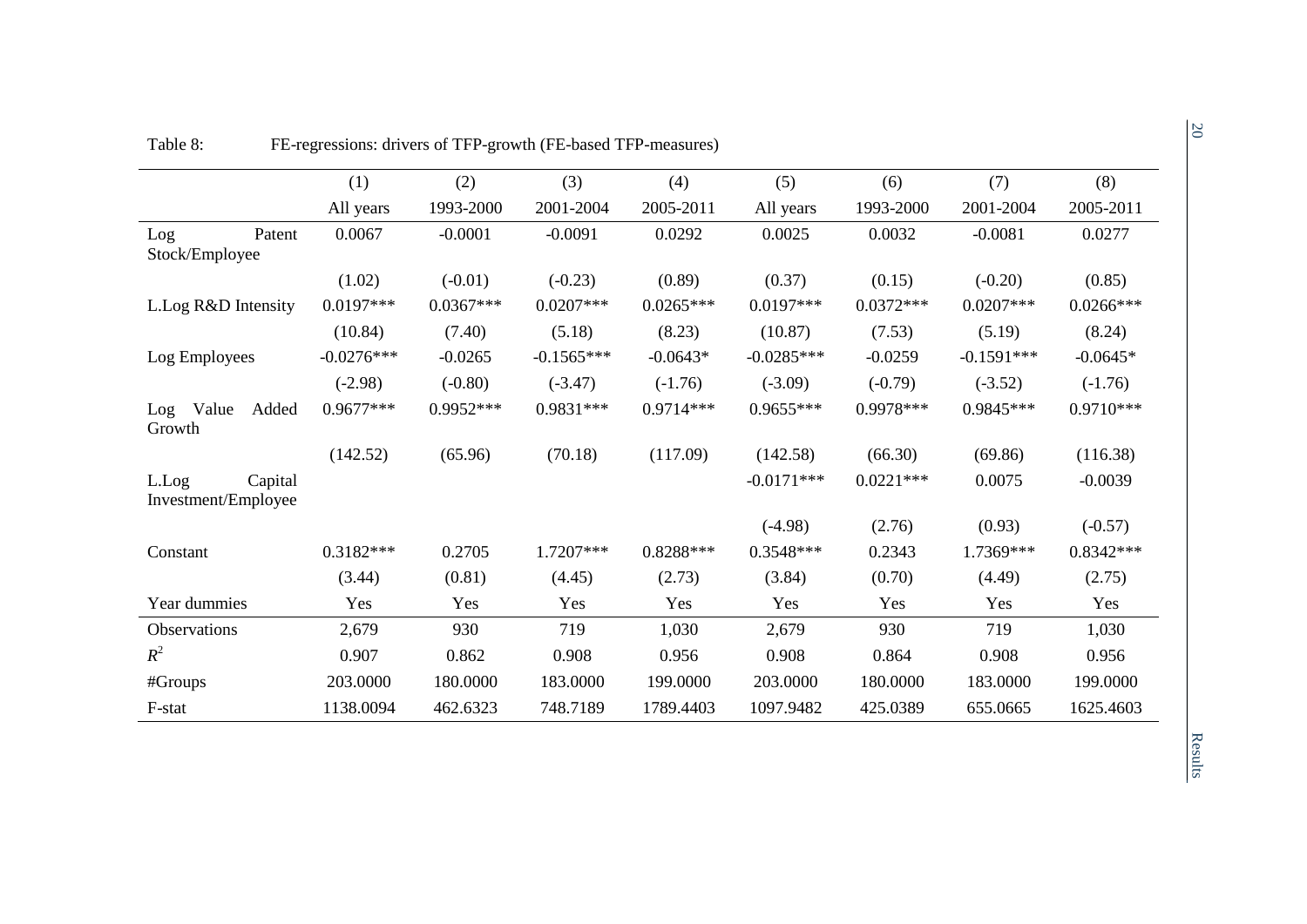Table 8: FE-regressions: drivers of TFP-growth (FE-based TFP-measures)

| | (1) | (2) | (3) | (4) | (5) | (6) | (7) | (8) |
|---|---|---|---|---|---|---|---|---|
| | All years | 1993-2000 | 2001-2004 | 2005-2011 | All years | 1993-2000 | 2001-2004 | 2005-2011 |
| Log Patent Stock/Employee | 0.0067 | -0.0001 | -0.0091 | 0.0292 | 0.0025 | 0.0032 | -0.0081 | 0.0277 |
| | (1.02) | (-0.01) | (-0.23) | (0.89) | (0.37) | (0.15) | (-0.20) | (0.85) |
| L.Log R&D Intensity | 0.0197*** | 0.0367*** | 0.0207*** | 0.0265*** | 0.0197*** | 0.0372*** | 0.0207*** | 0.0266*** |
| | (10.84) | (7.40) | (5.18) | (8.23) | (10.87) | (7.53) | (5.19) | (8.24) |
| Log Employees | -0.0276*** | -0.0265 | -0.1565*** | -0.0643* | -0.0285*** | -0.0259 | -0.1591*** | -0.0645* |
| | (-2.98) | (-0.80) | (-3.47) | (-1.76) | (-3.09) | (-0.79) | (-3.52) | (-1.76) |
| Log Value Added Growth | 0.9677*** | 0.9952*** | 0.9831*** | 0.9714*** | 0.9655*** | 0.9978*** | 0.9845*** | 0.9710*** |
| | (142.52) | (65.96) | (70.18) | (117.09) | (142.58) | (66.30) | (69.86) | (116.38) |
| L.Log Capital Investment/Employee | | | | | -0.0171*** | 0.0221*** | 0.0075 | -0.0039 |
| | | | | | (-4.98) | (2.76) | (0.93) | (-0.57) |
| Constant | 0.3182*** | 0.2705 | 1.7207*** | 0.8288*** | 0.3548*** | 0.2343 | 1.7369*** | 0.8342*** |
| | (3.44) | (0.81) | (4.45) | (2.73) | (3.84) | (0.70) | (4.49) | (2.75) |
| Year dummies | Yes | Yes | Yes | Yes | Yes | Yes | Yes | Yes |
| Observations | 2,679 | 930 | 719 | 1,030 | 2,679 | 930 | 719 | 1,030 |
| $R^2$ | 0.907 | 0.862 | 0.908 | 0.956 | 0.908 | 0.864 | 0.908 | 0.956 |
| #Groups | 203.0000 | 180.0000 | 183.0000 | 199.0000 | 203.0000 | 180.0000 | 183.0000 | 199.0000 |
| F-stat | 1138.0094 | 462.6323 | 748.7189 | 1789.4403 | 1097.9482 | 425.0389 | 655.0665 | 1625.4603 |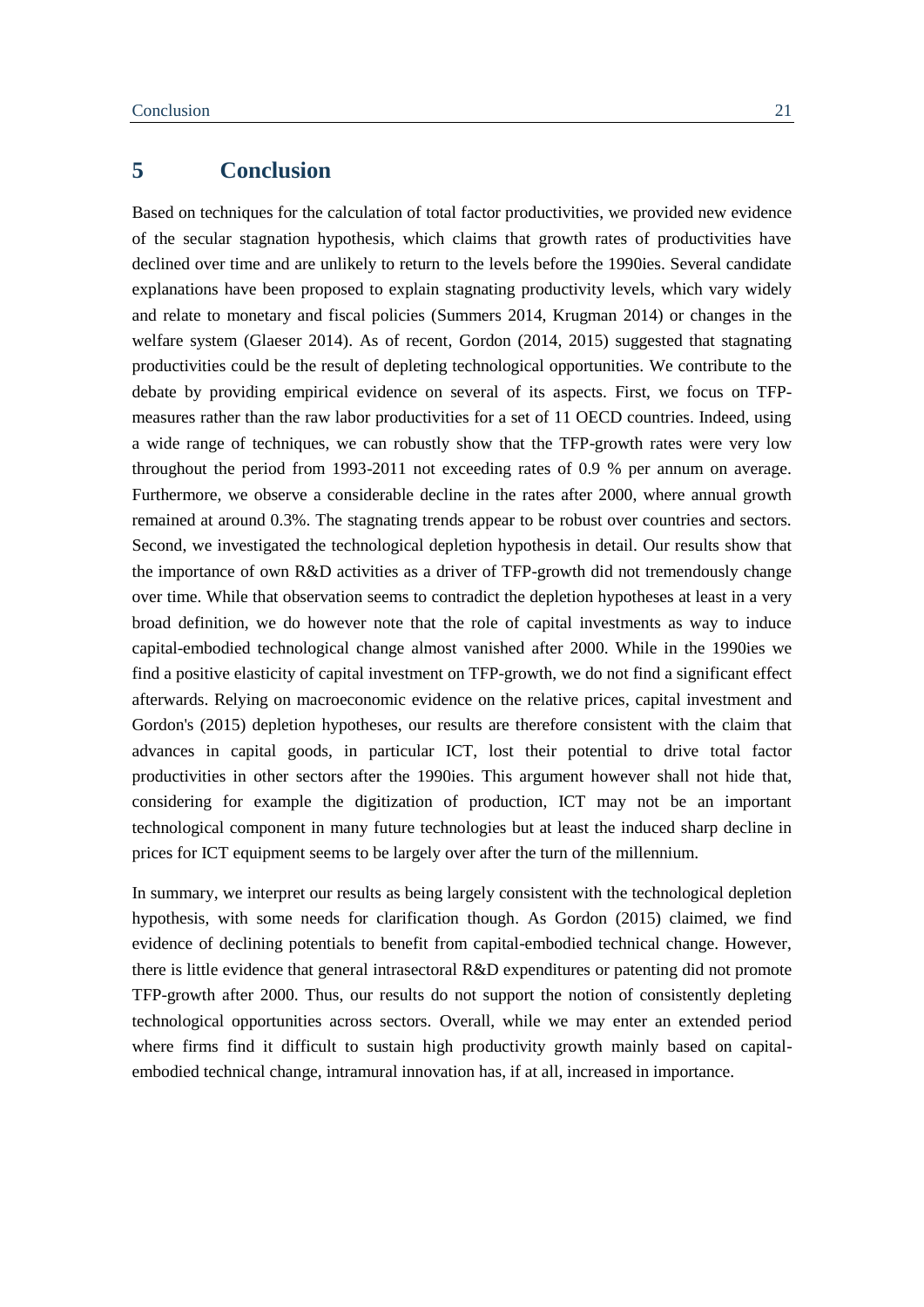# 5 Conclusion

Based on techniques for the calculation of total factor productivities, we provided new evidence of the secular stagnation hypothesis, which claims that growth rates of productivities have declined over time and are unlikely to return to the levels before the 1990ies. Several candidate explanations have been proposed to explain stagnating productivity levels, which vary widely and relate to monetary and fiscal policies (Summers 2014, Krugman 2014) or changes in the welfare system (Glaeser 2014). As of recent, Gordon (2014, 2015) suggested that stagnating productivities could be the result of depleting technological opportunities. We contribute to the debate by providing empirical evidence on several of its aspects. First, we focus on TFP-measures rather than the raw labor productivities for a set of 11 OECD countries. Indeed, using a wide range of techniques, we can robustly show that the TFP-growth rates were very low throughout the period from 1993-2011 not exceeding rates of 0.9 % per annum on average. Furthermore, we observe a considerable decline in the rates after 2000, where annual growth remained at around 0.3%. The stagnating trends appear to be robust over countries and sectors. Second, we investigated the technological depletion hypothesis in detail. Our results show that the importance of own R&D activities as a driver of TFP-growth did not tremendously change over time. While that observation seems to contradict the depletion hypotheses at least in a very broad definition, we do however note that the role of capital investments as way to induce capital-embodied technological change almost vanished after 2000. While in the 1990ies we find a positive elasticity of capital investment on TFP-growth, we do not find a significant effect afterwards. Relying on macroeconomic evidence on the relative prices, capital investment and Gordon's (2015) depletion hypotheses, our results are therefore consistent with the claim that advances in capital goods, in particular ICT, lost their potential to drive total factor productivities in other sectors after the 1990ies. This argument however shall not hide that, considering for example the digitization of production, ICT may not be an important technological component in many future technologies but at least the induced sharp decline in prices for ICT equipment seems to be largely over after the turn of the millennium.

In summary, we interpret our results as being largely consistent with the technological depletion hypothesis, with some needs for clarification though. As Gordon (2015) claimed, we find evidence of declining potentials to benefit from capital-embodied technical change. However, there is little evidence that general intrasectoral R&D expenditures or patenting did not promote TFP-growth after 2000. Thus, our results do not support the notion of consistently depleting technological opportunities across sectors. Overall, while we may enter an extended period where firms find it difficult to sustain high productivity growth mainly based on capital-embodied technical change, intramural innovation has, if at all, increased in importance.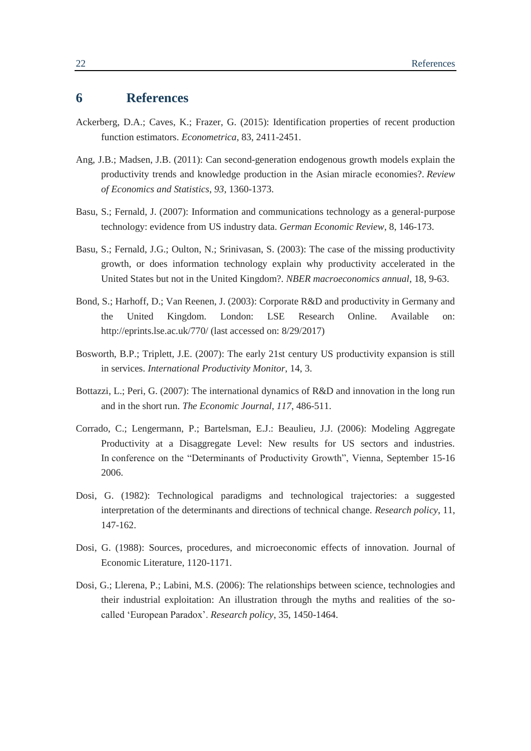# 6 References

Ackerberg, D.A.; Caves, K.; Frazer, G. (2015): Identification properties of recent production function estimators. *Econometrica*, 83, 2411-2451.

Ang, J.B.; Madsen, J.B. (2011): Can second-generation endogenous growth models explain the productivity trends and knowledge production in the Asian miracle economies?. *Review of Economics and Statistics*, *93*, 1360-1373.

Basu, S.; Fernald, J. (2007): Information and communications technology as a general-purpose technology: evidence from US industry data. *German Economic Review*, 8, 146-173.

Basu, S.; Fernald, J.G.; Oulton, N.; Srinivasan, S. (2003): The case of the missing productivity growth, or does information technology explain why productivity accelerated in the United States but not in the United Kingdom?. *NBER macroeconomics annual*, 18, 9-63.

Bond, S.; Harhoff, D.; Van Reenen, J. (2003): Corporate R&D and productivity in Germany and the United Kingdom. London: LSE Research Online. Available on: http://eprints.lse.ac.uk/770/ (last accessed on: 8/29/2017)

Bosworth, B.P.; Triplett, J.E. (2007): The early 21st century US productivity expansion is still in services. *International Productivity Monitor*, 14, 3.

Bottazzi, L.; Peri, G. (2007): The international dynamics of R&D and innovation in the long run and in the short run. *The Economic Journal*, *117*, 486-511.

Corrado, C.; Lengermann, P.; Bartelsman, E.J.: Beaulieu, J.J. (2006): Modeling Aggregate Productivity at a Disaggregate Level: New results for US sectors and industries. In conference on the "Determinants of Productivity Growth", Vienna, September 15-16 2006.

Dosi, G. (1982): Technological paradigms and technological trajectories: a suggested interpretation of the determinants and directions of technical change. *Research policy*, 11, 147-162.

Dosi, G. (1988): Sources, procedures, and microeconomic effects of innovation. Journal of Economic Literature, 1120-1171.

Dosi, G.; Llerena, P.; Labini, M.S. (2006): The relationships between science, technologies and their industrial exploitation: An illustration through the myths and realities of the so-called 'European Paradox'. *Research policy*, 35, 1450-1464.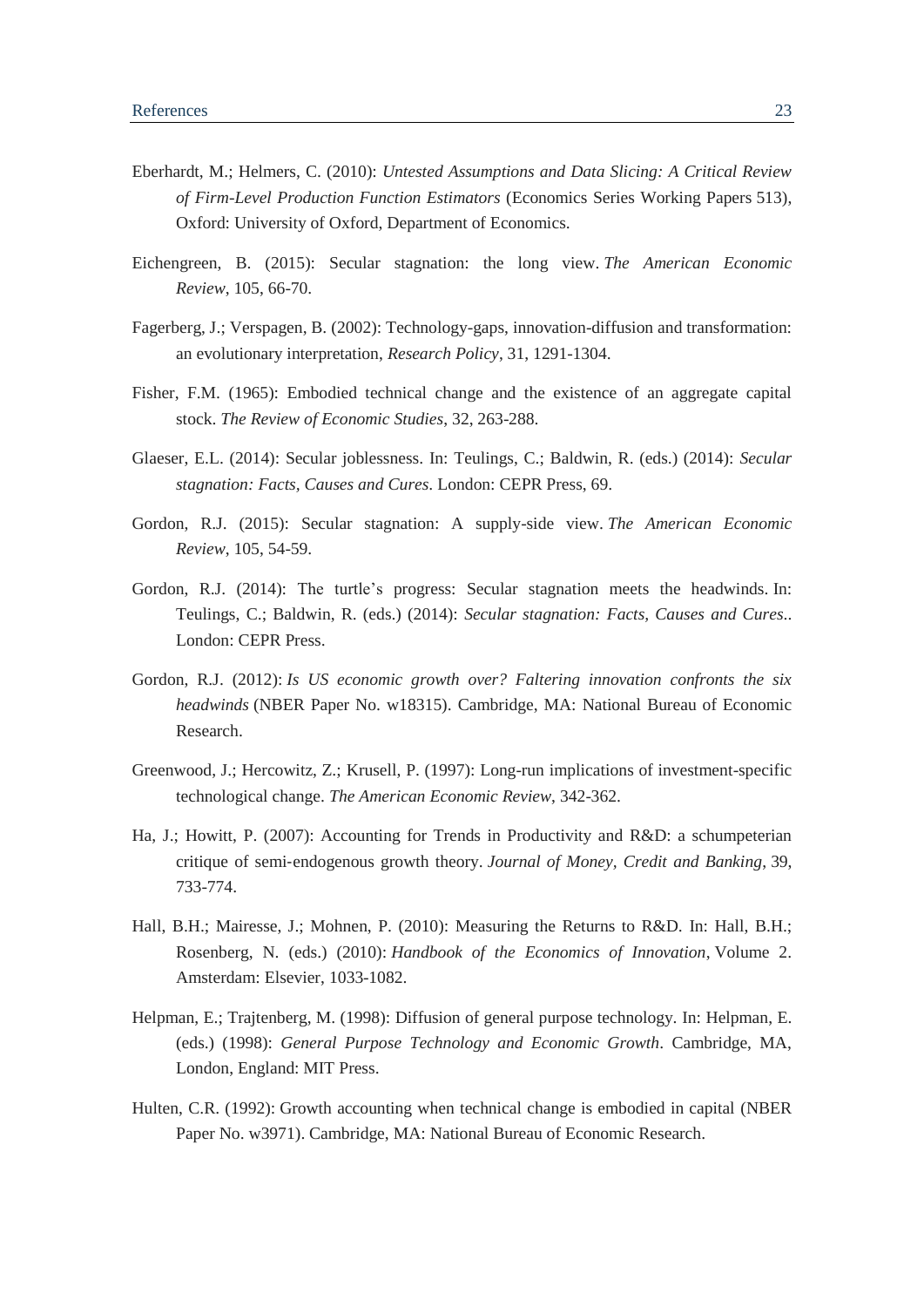Eberhardt, M.; Helmers, C. (2010): *Untested Assumptions and Data Slicing: A Critical Review of Firm-Level Production Function Estimators* (Economics Series Working Papers 513), Oxford: University of Oxford, Department of Economics.

Eichengreen, B. (2015): Secular stagnation: the long view. *The American Economic Review*, 105, 66-70.

Fagerberg, J.; Verspagen, B. (2002): Technology-gaps, innovation-diffusion and transformation: an evolutionary interpretation, *Research Policy*, 31, 1291-1304.

Fisher, F.M. (1965): Embodied technical change and the existence of an aggregate capital stock. *The Review of Economic Studies*, 32, 263-288.

Glaeser, E.L. (2014): Secular joblessness. In: Teulings, C.; Baldwin, R. (eds.) (2014): *Secular stagnation: Facts, Causes and Cures*. London: CEPR Press, 69.

Gordon, R.J. (2015): Secular stagnation: A supply-side view. *The American Economic Review*, 105, 54-59.

Gordon, R.J. (2014): The turtle's progress: Secular stagnation meets the headwinds. In: Teulings, C.; Baldwin, R. (eds.) (2014): *Secular stagnation: Facts, Causes and Cures*.. London: CEPR Press.

Gordon, R.J. (2012): *Is US economic growth over? Faltering innovation confronts the six headwinds* (NBER Paper No. w18315). Cambridge, MA: National Bureau of Economic Research.

Greenwood, J.; Hercowitz, Z.; Krusell, P. (1997): Long-run implications of investment-specific technological change. *The American Economic Review*, 342-362.

Ha, J.; Howitt, P. (2007): Accounting for Trends in Productivity and R&D: a schumpeterian critique of semi-endogenous growth theory. *Journal of Money, Credit and Banking*, 39, 733-774.

Hall, B.H.; Mairesse, J.; Mohnen, P. (2010): Measuring the Returns to R&D. In: Hall, B.H.; Rosenberg, N. (eds.) (2010): *Handbook of the Economics of Innovation*, Volume 2. Amsterdam: Elsevier, 1033-1082.

Helpman, E.; Trajtenberg, M. (1998): Diffusion of general purpose technology. In: Helpman, E. (eds.) (1998): *General Purpose Technology and Economic Growth*. Cambridge, MA, London, England: MIT Press.

Hulten, C.R. (1992): Growth accounting when technical change is embodied in capital (NBER Paper No. w3971). Cambridge, MA: National Bureau of Economic Research.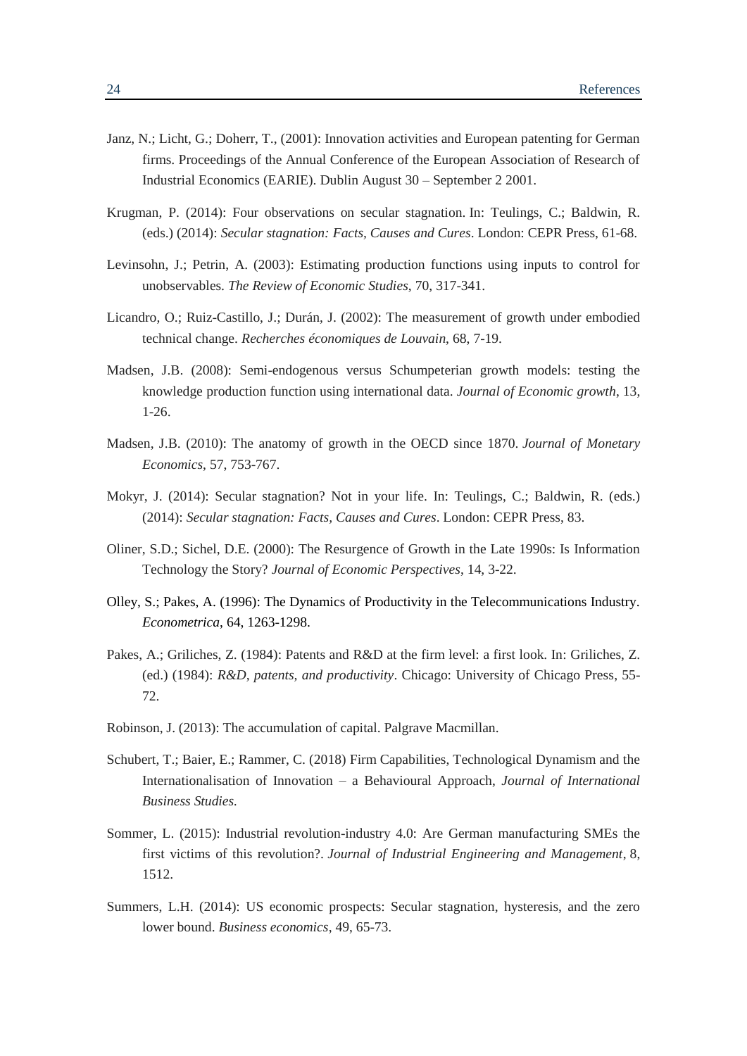Janz, N.; Licht, G.; Doherr, T., (2001): Innovation activities and European patenting for German firms. Proceedings of the Annual Conference of the European Association of Research of Industrial Economics (EARIE). Dublin August 30 – September 2 2001.

Krugman, P. (2014): Four observations on secular stagnation. In: Teulings, C.; Baldwin, R. (eds.) (2014): *Secular stagnation: Facts, Causes and Cures*. London: CEPR Press, 61-68.

Levinsohn, J.; Petrin, A. (2003): Estimating production functions using inputs to control for unobservables. *The Review of Economic Studies*, 70, 317-341.

Licandro, O.; Ruiz-Castillo, J.; Durán, J. (2002): The measurement of growth under embodied technical change. *Recherches économiques de Louvain*, 68, 7-19.

Madsen, J.B. (2008): Semi-endogenous versus Schumpeterian growth models: testing the knowledge production function using international data. *Journal of Economic growth*, 13, 1-26.

Madsen, J.B. (2010): The anatomy of growth in the OECD since 1870. *Journal of Monetary Economics*, 57, 753-767.

Mokyr, J. (2014): Secular stagnation? Not in your life. In: Teulings, C.; Baldwin, R. (eds.) (2014): *Secular stagnation: Facts, Causes and Cures*. London: CEPR Press, 83.

Oliner, S.D.; Sichel, D.E. (2000): The Resurgence of Growth in the Late 1990s: Is Information Technology the Story? *Journal of Economic Perspectives*, 14, 3-22.

Olley, S.; Pakes, A. (1996): The Dynamics of Productivity in the Telecommunications Industry. *Econometrica*, 64, 1263-1298.

Pakes, A.; Griliches, Z. (1984): Patents and R&D at the firm level: a first look. In: Griliches, Z. (ed.) (1984): *R&D, patents, and productivity*. Chicago: University of Chicago Press, 55-72.

Robinson, J. (2013): The accumulation of capital. Palgrave Macmillan.

Schubert, T.; Baier, E.; Rammer, C. (2018) Firm Capabilities, Technological Dynamism and the Internationalisation of Innovation – a Behavioural Approach, *Journal of International Business Studies*.

Sommer, L. (2015): Industrial revolution-industry 4.0: Are German manufacturing SMEs the first victims of this revolution?. *Journal of Industrial Engineering and Management*, 8, 1512.

Summers, L.H. (2014): US economic prospects: Secular stagnation, hysteresis, and the zero lower bound. *Business economics*, 49, 65-73.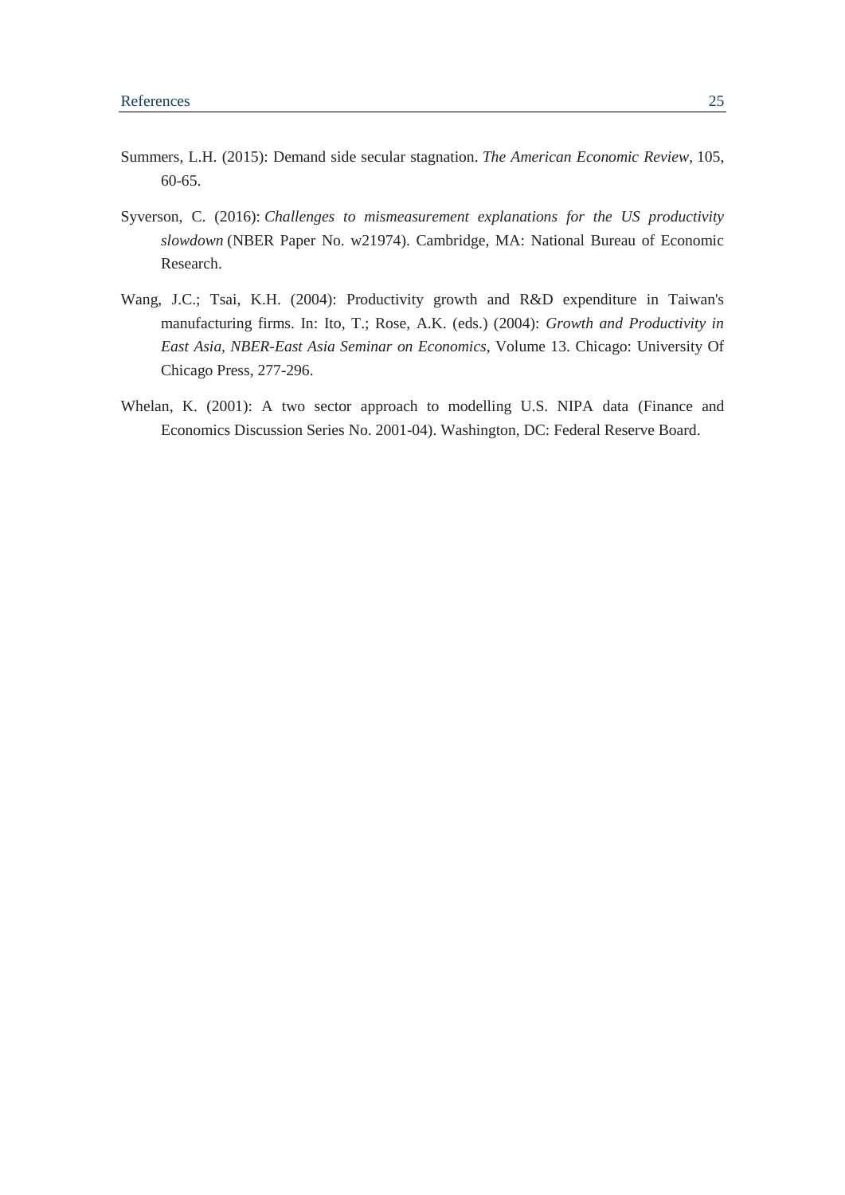Summers, L.H. (2015): Demand side secular stagnation. *The American Economic Review*, 105, 60-65.

Syverson, C. (2016): *Challenges to mismeasurement explanations for the US productivity slowdown* (NBER Paper No. w21974). Cambridge, MA: National Bureau of Economic Research.

Wang, J.C.; Tsai, K.H. (2004): Productivity growth and R&D expenditure in Taiwan's manufacturing firms. In: Ito, T.; Rose, A.K. (eds.) (2004): *Growth and Productivity in East Asia, NBER-East Asia Seminar on Economics*, Volume 13. Chicago: University Of Chicago Press, 277-296.

Whelan, K. (2001): A two sector approach to modelling U.S. NIPA data (Finance and Economics Discussion Series No. 2001-04). Washington, DC: Federal Reserve Board.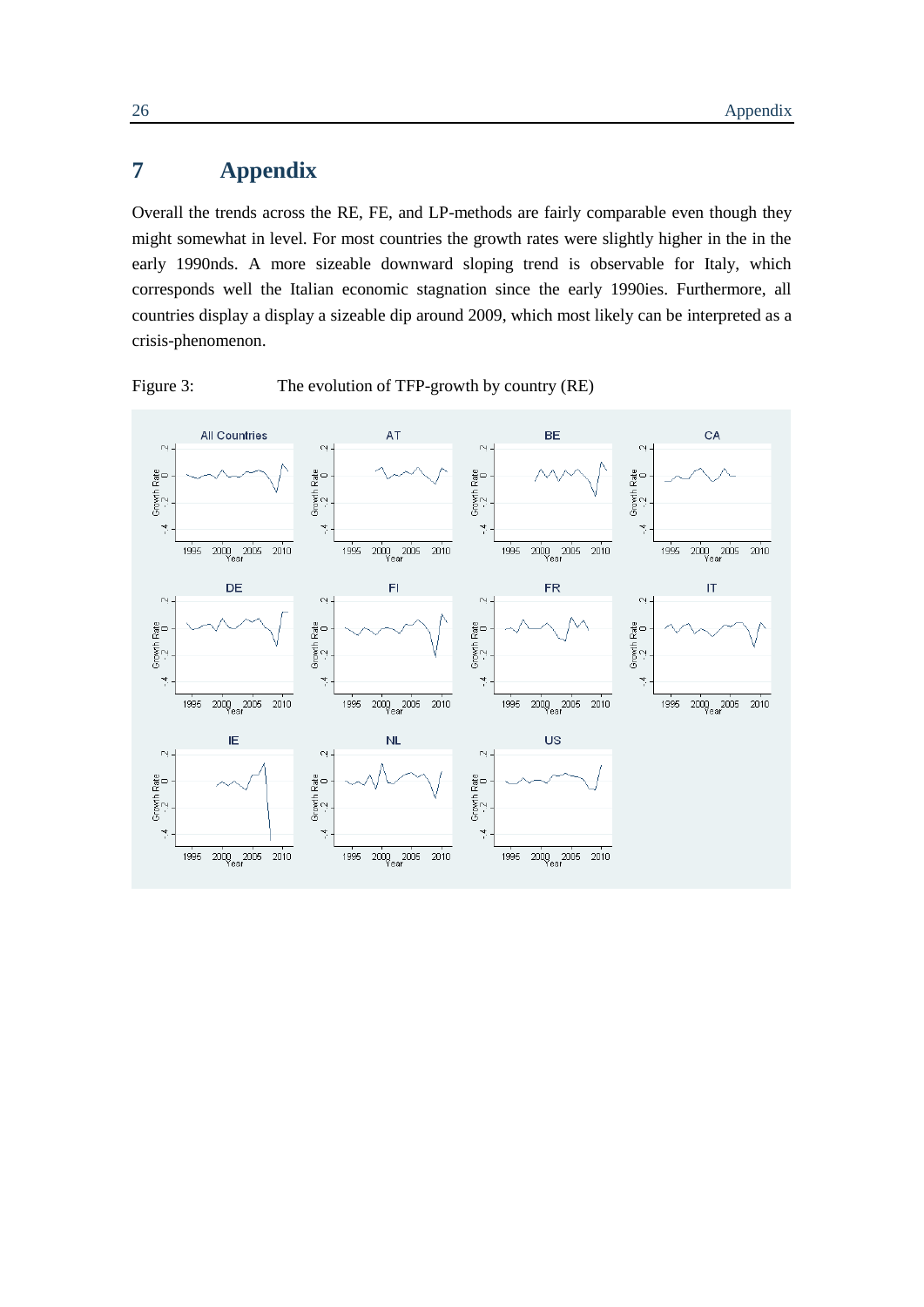# 7 Appendix

Overall the trends across the RE, FE, and LP-methods are fairly comparable even though they might somewhat in level. For most countries the growth rates were slightly higher in the in the early 1990nds. A more sizeable downward sloping trend is observable for Italy, which corresponds well the Italian economic stagnation since the early 1990ies. Furthermore, all countries display a display a sizeable dip around 2009, which most likely can be interpreted as a crisis-phenomenon.

Figure 3: The evolution of TFP-growth by country (RE)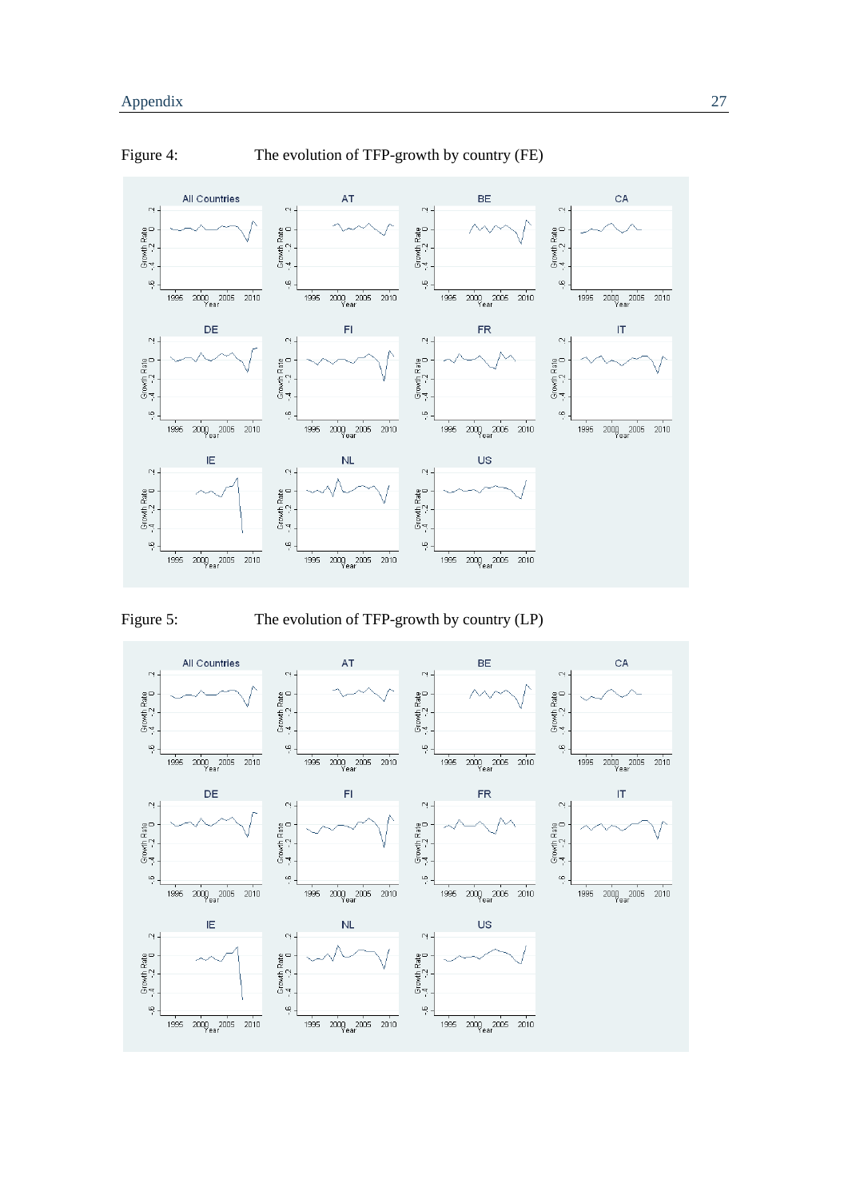Figure 4: The evolution of TFP-growth by country (FE)

Figure 5: The evolution of TFP-growth by country (LP)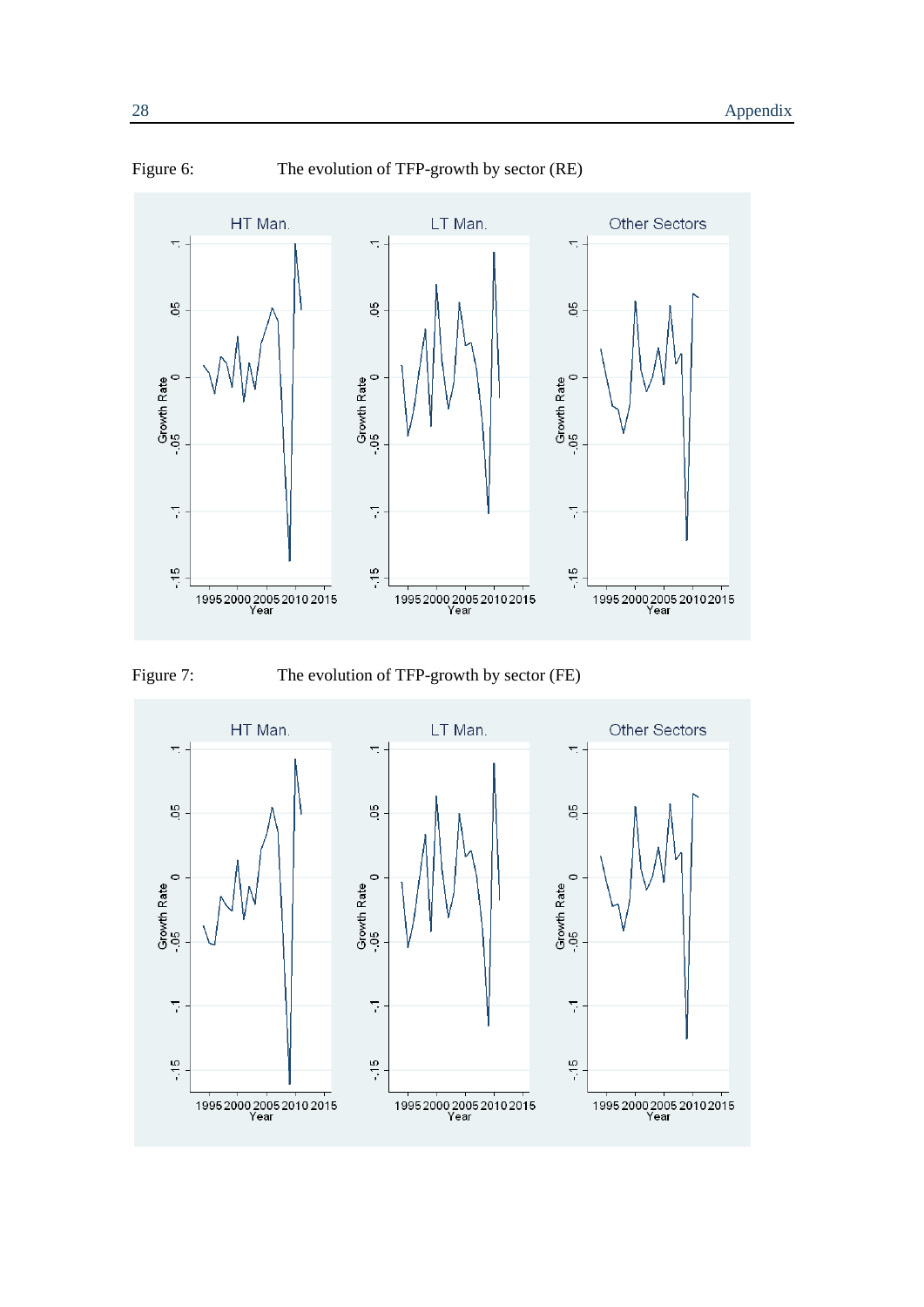Figure 6: The evolution of TFP-growth by sector (RE)

Figure 7: The evolution of TFP-growth by sector (FE)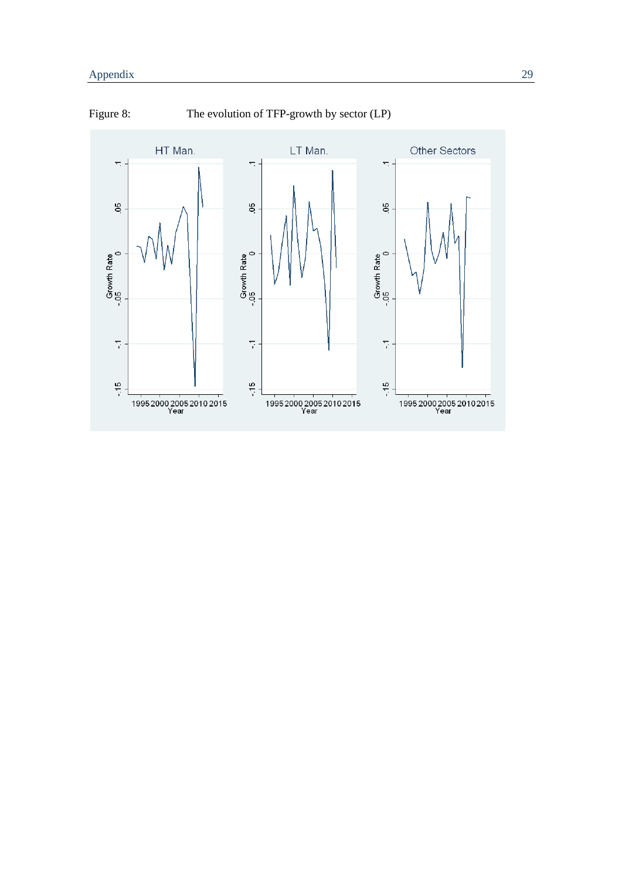Figure 8: The evolution of TFP-growth by sector (LP)

HT Man.

LT Man.

Other Sectors

Growth Rate

.1
.05
0
-.05
-.1
-.15

1995 2000 2005 2010 2015
Year